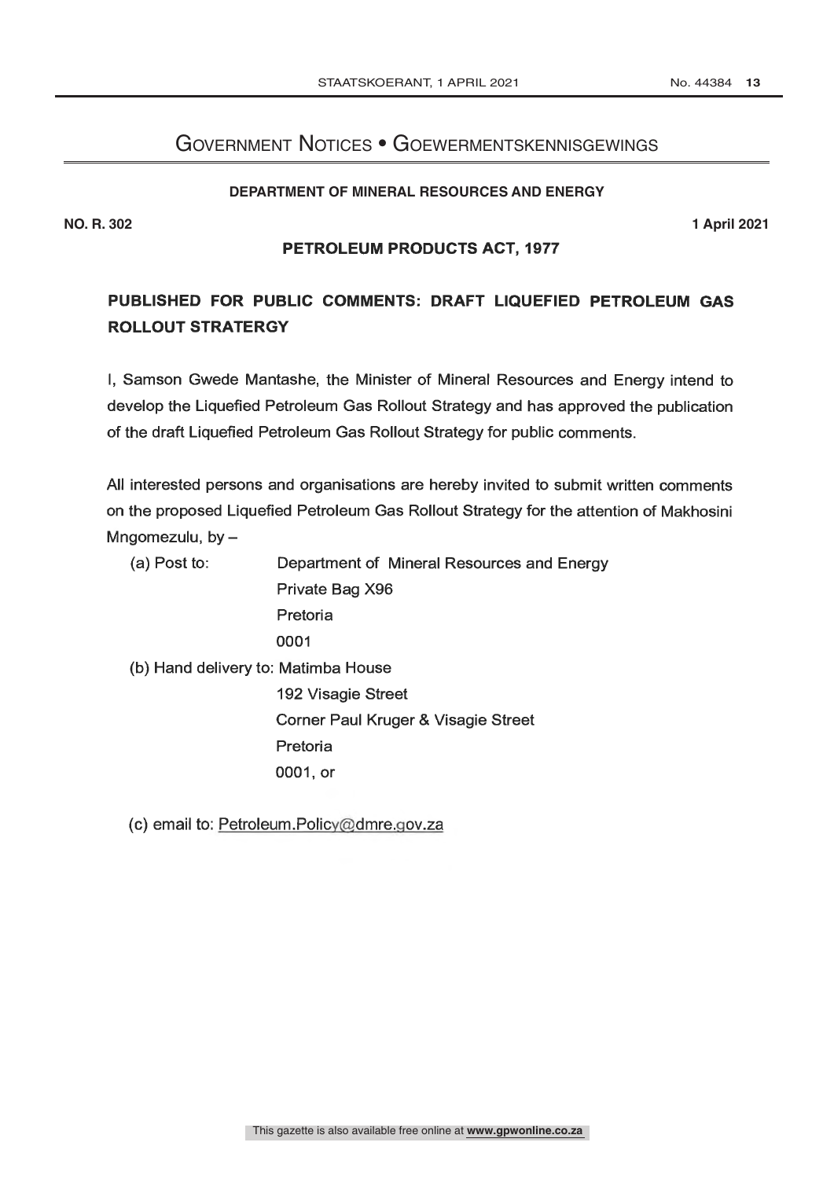# Government Notices • Goewermentskennisgewings

**DEPARTMENT OF MINERAL RESOURCES AND ENERGY**

**NO. R. 302** **1 April 2021**

**PETROLEUM PRODUCTS ACT, 1977**

## PUBLISHED FOR PUBLIC COMMENTS: DRAFT LIQUEFIED PETROLEUM GAS ROLLOUT STRATERGY

I, Samson Gwede Mantashe, the Minister of Mineral Resources and Energy intend to develop the Liquefied Petroleum Gas Rollout Strategy and has approved the publication of the draft Liquefied Petroleum Gas Rollout Strategy for public comments.

All interested persons and organisations are hereby invited to submit written comments on the proposed Liquefied Petroleum Gas Rollout Strategy for the attention of Makhosini Mngomezulu, by –

(a) Post to: Department of Mineral Resources and Energy
Private Bag X96
Pretoria
0001

(b) Hand delivery to: Matimba House
192 Visagie Street
Corner Paul Kruger & Visagie Street
Pretoria
0001, or

(c) email to: Petroleum.Policy@dmre.gov.za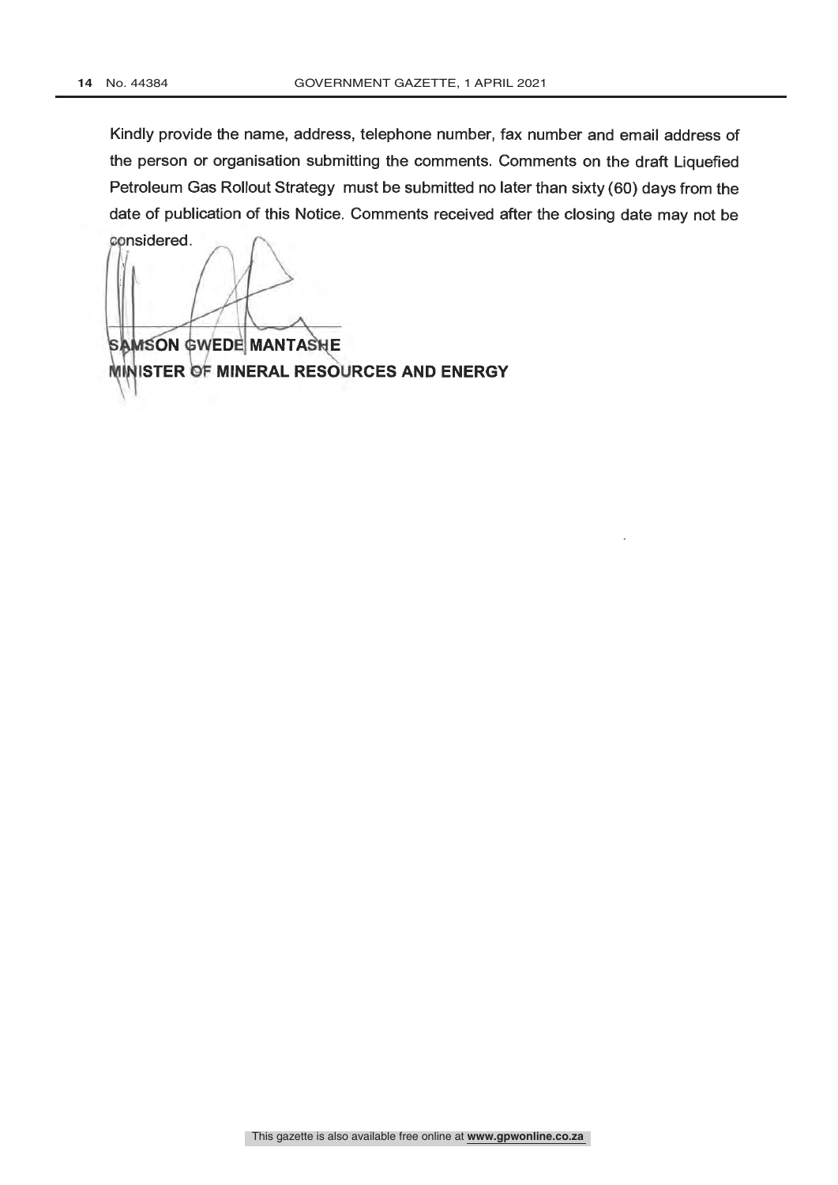Kindly provide the name, address, telephone number, fax number and email address of the person or organisation submitting the comments. Comments on the draft Liquefied Petroleum Gas Rollout Strategy must be submitted no later than sixty (60) days from the date of publication of this Notice. Comments received after the closing date may not be considered.

**SAMSON GWEDE MANTASHE**
**MINISTER OF MINERAL RESOURCES AND ENERGY**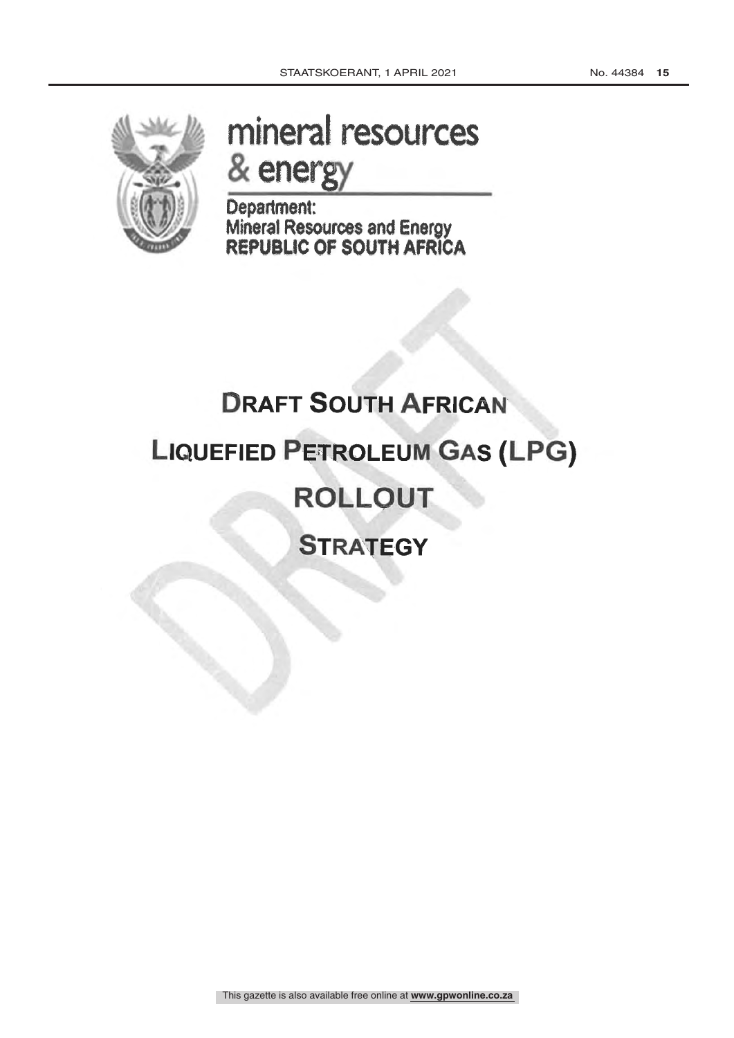mineral resources
& energy

Department:
Mineral Resources and Energy
**REPUBLIC OF SOUTH AFRICA**

# DRAFT SOUTH AFRICAN LIQUEFIED PETROLEUM GAS (LPG) ROLLOUT STRATEGY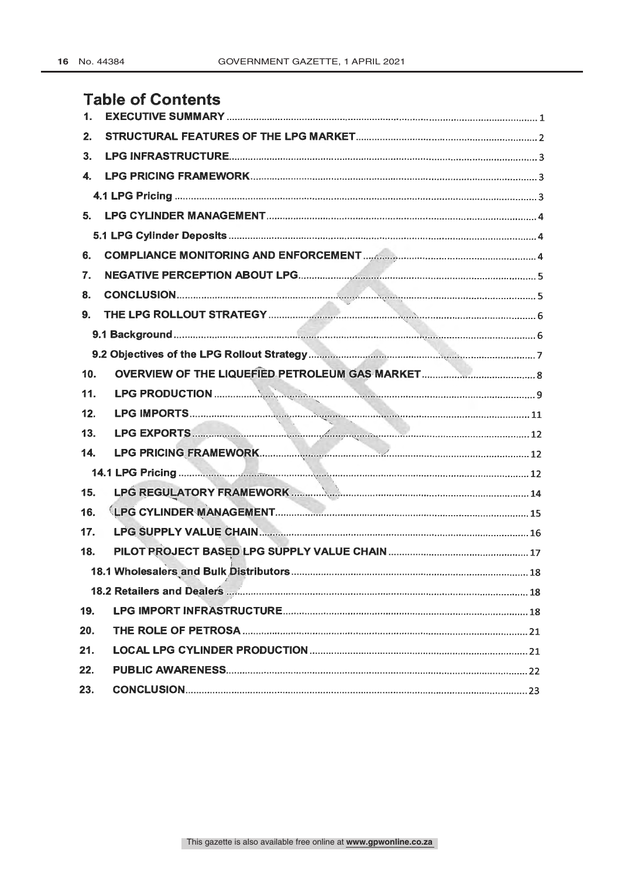## Table of Contents

1. EXECUTIVE SUMMARY ........ 1
2. STRUCTURAL FEATURES OF THE LPG MARKET ........ 2
3. LPG INFRASTRUCTURE ........ 3
4. LPG PRICING FRAMEWORK ........ 3
    - 4.1 LPG Pricing ........ 3
5. LPG CYLINDER MANAGEMENT ........ 4
    - 5.1 LPG Cylinder Deposits ........ 4
6. COMPLIANCE MONITORING AND ENFORCEMENT ........ 4
7. NEGATIVE PERCEPTION ABOUT LPG ........ 5
8. CONCLUSION ........ 5
9. THE LPG ROLLOUT STRATEGY ........ 6
    - 9.1 Background ........ 6
    - 9.2 Objectives of the LPG Rollout Strategy ........ 7
10. OVERVIEW OF THE LIQUEFIED PETROLEUM GAS MARKET ........ 8
11. LPG PRODUCTION ........ 9
12. LPG IMPORTS ........ 11
13. LPG EXPORTS ........ 12
14. LPG PRICING FRAMEWORK ........ 12
    - 14.1 LPG Pricing ........ 12
15. LPG REGULATORY FRAMEWORK ........ 14
16. LPG CYLINDER MANAGEMENT ........ 15
17. LPG SUPPLY VALUE CHAIN ........ 16
18. PILOT PROJECT BASED LPG SUPPLY VALUE CHAIN ........ 17
    - 18.1 Wholesalers and Bulk Distributors ........ 18
    - 18.2 Retailers and Dealers ........ 18
19. LPG IMPORT INFRASTRUCTURE ........ 18
20. THE ROLE OF PETROSA ........ 21
21. LOCAL LPG CYLINDER PRODUCTION ........ 21
22. PUBLIC AWARENESS ........ 22
23. CONCLUSION ........ 23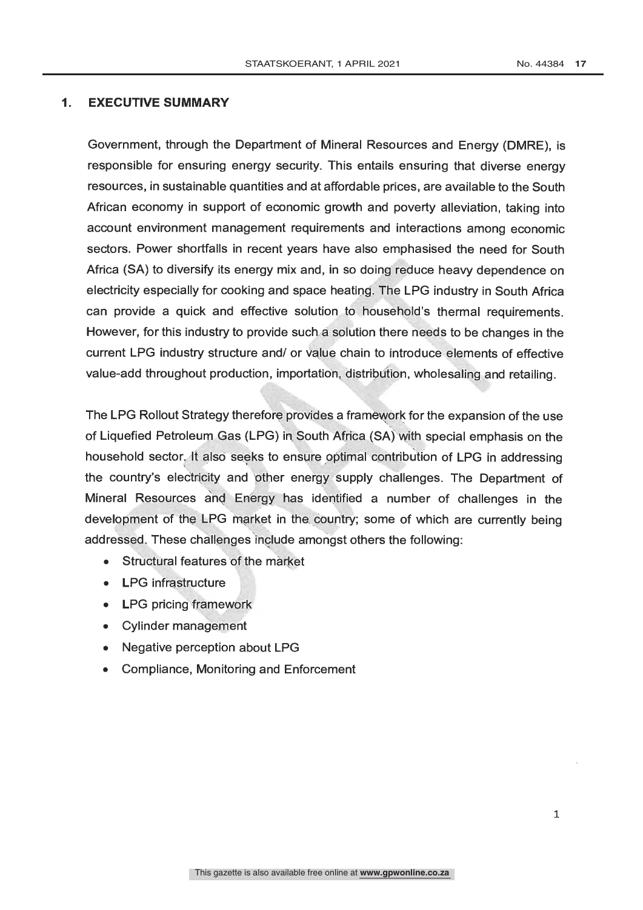## 1. EXECUTIVE SUMMARY

Government, through the Department of Mineral Resources and Energy (DMRE), is responsible for ensuring energy security. This entails ensuring that diverse energy resources, in sustainable quantities and at affordable prices, are available to the South African economy in support of economic growth and poverty alleviation, taking into account environment management requirements and interactions among economic sectors. Power shortfalls in recent years have also emphasised the need for South Africa (SA) to diversify its energy mix and, in so doing reduce heavy dependence on electricity especially for cooking and space heating. The LPG industry in South Africa can provide a quick and effective solution to household's thermal requirements. However, for this industry to provide such a solution there needs to be changes in the current LPG industry structure and/ or value chain to introduce elements of effective value-add throughout production, importation, distribution, wholesaling and retailing.

The LPG Rollout Strategy therefore provides a framework for the expansion of the use of Liquefied Petroleum Gas (LPG) in South Africa (SA) with special emphasis on the household sector. It also seeks to ensure optimal contribution of LPG in addressing the country's electricity and other energy supply challenges. The Department of Mineral Resources and Energy has identified a number of challenges in the development of the LPG market in the country; some of which are currently being addressed. These challenges include amongst others the following:

- Structural features of the market
- LPG infrastructure
- LPG pricing framework
- Cylinder management
- Negative perception about LPG
- Compliance, Monitoring and Enforcement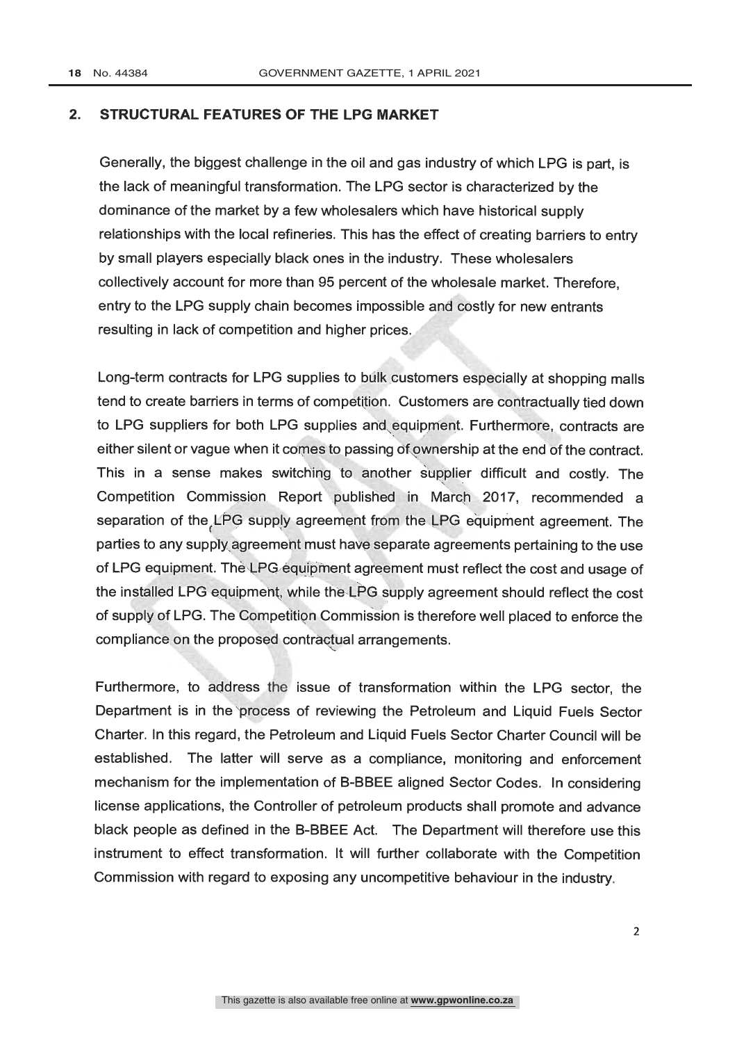## 2. STRUCTURAL FEATURES OF THE LPG MARKET

Generally, the biggest challenge in the oil and gas industry of which LPG is part, is the lack of meaningful transformation. The LPG sector is characterized by the dominance of the market by a few wholesalers which have historical supply relationships with the local refineries. This has the effect of creating barriers to entry by small players especially black ones in the industry. These wholesalers collectively account for more than 95 percent of the wholesale market. Therefore, entry to the LPG supply chain becomes impossible and costly for new entrants resulting in lack of competition and higher prices.

Long-term contracts for LPG supplies to bulk customers especially at shopping malls tend to create barriers in terms of competition. Customers are contractually tied down to LPG suppliers for both LPG supplies and equipment. Furthermore, contracts are either silent or vague when it comes to passing of ownership at the end of the contract. This in a sense makes switching to another supplier difficult and costly. The Competition Commission Report published in March 2017, recommended a separation of the LPG supply agreement from the LPG equipment agreement. The parties to any supply agreement must have separate agreements pertaining to the use of LPG equipment. The LPG equipment agreement must reflect the cost and usage of the installed LPG equipment, while the LPG supply agreement should reflect the cost of supply of LPG. The Competition Commission is therefore well placed to enforce the compliance on the proposed contractual arrangements.

Furthermore, to address the issue of transformation within the LPG sector, the Department is in the process of reviewing the Petroleum and Liquid Fuels Sector Charter. In this regard, the Petroleum and Liquid Fuels Sector Charter Council will be established. The latter will serve as a compliance, monitoring and enforcement mechanism for the implementation of B-BBEE aligned Sector Codes. In considering license applications, the Controller of petroleum products shall promote and advance black people as defined in the B-BBEE Act. The Department will therefore use this instrument to effect transformation. It will further collaborate with the Competition Commission with regard to exposing any uncompetitive behaviour in the industry.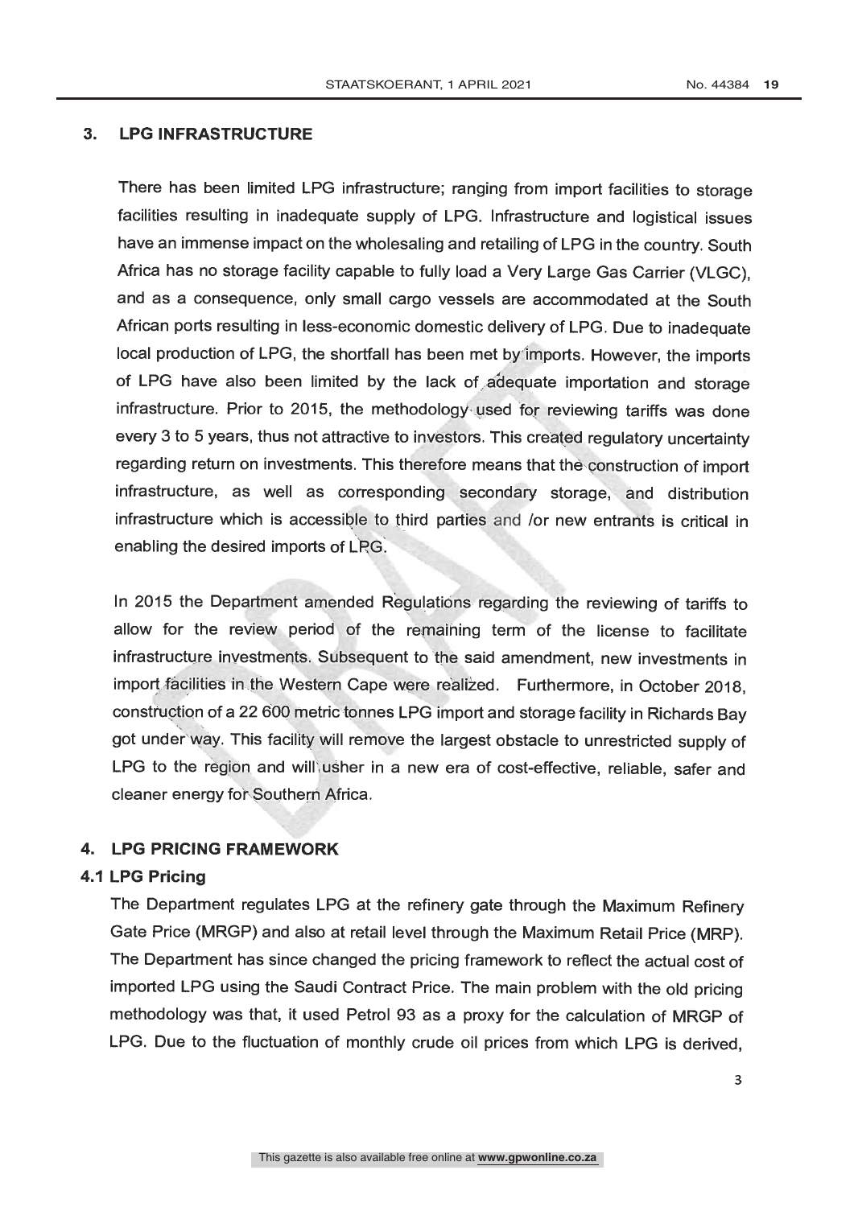## 3. LPG INFRASTRUCTURE

There has been limited LPG infrastructure; ranging from import facilities to storage facilities resulting in inadequate supply of LPG. Infrastructure and logistical issues have an immense impact on the wholesaling and retailing of LPG in the country. South Africa has no storage facility capable to fully load a Very Large Gas Carrier (VLGC), and as a consequence, only small cargo vessels are accommodated at the South African ports resulting in less-economic domestic delivery of LPG. Due to inadequate local production of LPG, the shortfall has been met by imports. However, the imports of LPG have also been limited by the lack of adequate importation and storage infrastructure. Prior to 2015, the methodology used for reviewing tariffs was done every 3 to 5 years, thus not attractive to investors. This created regulatory uncertainty regarding return on investments. This therefore means that the construction of import infrastructure, as well as corresponding secondary storage, and distribution infrastructure which is accessible to third parties and /or new entrants is critical in enabling the desired imports of LPG.

In 2015 the Department amended Regulations regarding the reviewing of tariffs to allow for the review period of the remaining term of the license to facilitate infrastructure investments. Subsequent to the said amendment, new investments in import facilities in the Western Cape were realized. Furthermore, in October 2018, construction of a 22 600 metric tonnes LPG import and storage facility in Richards Bay got under way. This facility will remove the largest obstacle to unrestricted supply of LPG to the region and will usher in a new era of cost-effective, reliable, safer and cleaner energy for Southern Africa.

## 4. LPG PRICING FRAMEWORK

### 4.1 LPG Pricing

The Department regulates LPG at the refinery gate through the Maximum Refinery Gate Price (MRGP) and also at retail level through the Maximum Retail Price (MRP). The Department has since changed the pricing framework to reflect the actual cost of imported LPG using the Saudi Contract Price. The main problem with the old pricing methodology was that, it used Petrol 93 as a proxy for the calculation of MRGP of LPG. Due to the fluctuation of monthly crude oil prices from which LPG is derived,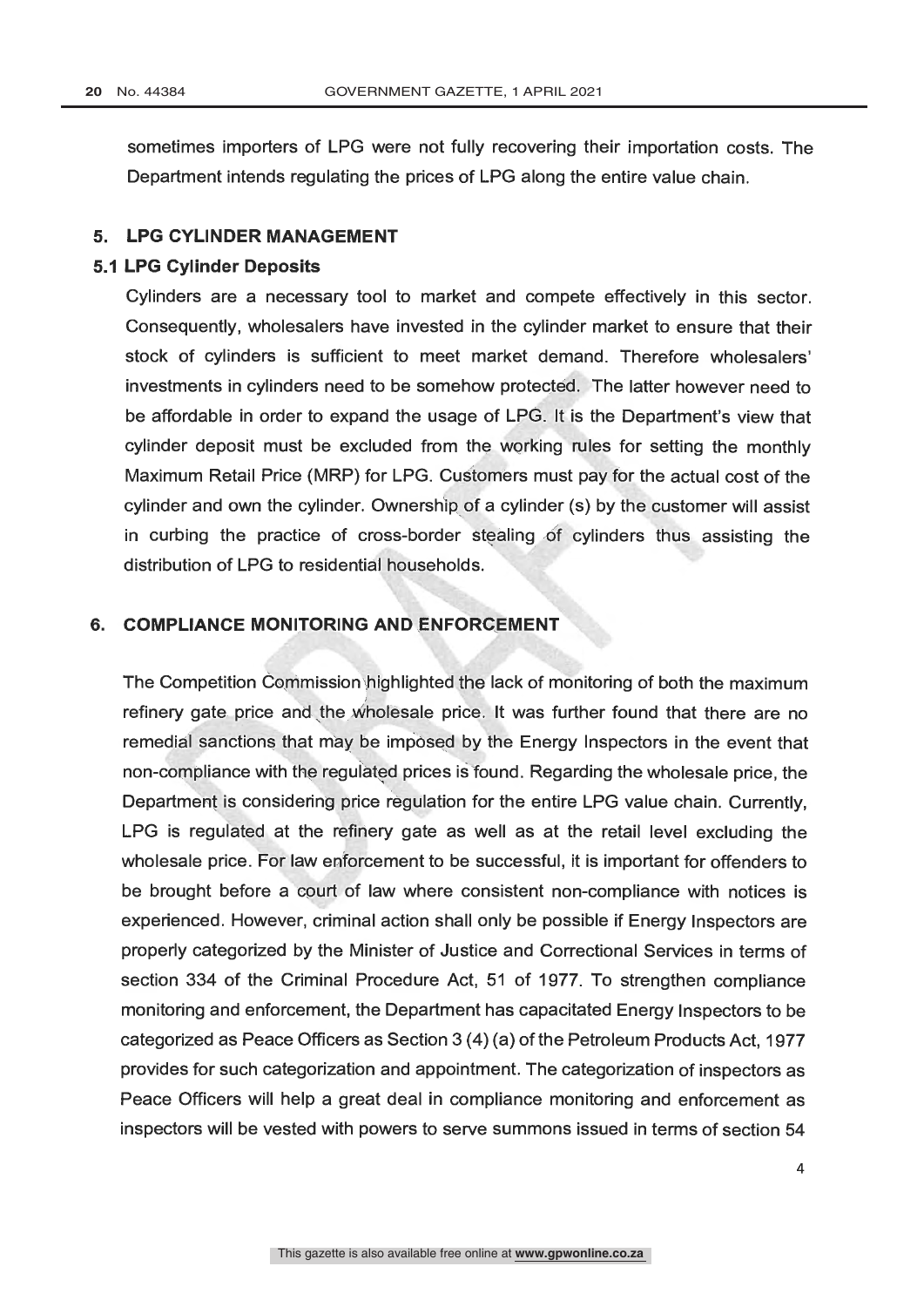sometimes importers of LPG were not fully recovering their importation costs. The Department intends regulating the prices of LPG along the entire value chain.

## 5. LPG CYLINDER MANAGEMENT

### 5.1 LPG Cylinder Deposits

Cylinders are a necessary tool to market and compete effectively in this sector. Consequently, wholesalers have invested in the cylinder market to ensure that their stock of cylinders is sufficient to meet market demand. Therefore wholesalers' investments in cylinders need to be somehow protected. The latter however need to be affordable in order to expand the usage of LPG. It is the Department's view that cylinder deposit must be excluded from the working rules for setting the monthly Maximum Retail Price (MRP) for LPG. Customers must pay for the actual cost of the cylinder and own the cylinder. Ownership of a cylinder (s) by the customer will assist in curbing the practice of cross-border stealing of cylinders thus assisting the distribution of LPG to residential households.

## 6. COMPLIANCE MONITORING AND ENFORCEMENT

The Competition Commission highlighted the lack of monitoring of both the maximum refinery gate price and the wholesale price. It was further found that there are no remedial sanctions that may be imposed by the Energy Inspectors in the event that non-compliance with the regulated prices is found. Regarding the wholesale price, the Department is considering price regulation for the entire LPG value chain. Currently, LPG is regulated at the refinery gate as well as at the retail level excluding the wholesale price. For law enforcement to be successful, it is important for offenders to be brought before a court of law where consistent non-compliance with notices is experienced. However, criminal action shall only be possible if Energy Inspectors are properly categorized by the Minister of Justice and Correctional Services in terms of section 334 of the Criminal Procedure Act, 51 of 1977. To strengthen compliance monitoring and enforcement, the Department has capacitated Energy Inspectors to be categorized as Peace Officers as Section 3 (4) (a) of the Petroleum Products Act, 1977 provides for such categorization and appointment. The categorization of inspectors as Peace Officers will help a great deal in compliance monitoring and enforcement as inspectors will be vested with powers to serve summons issued in terms of section 54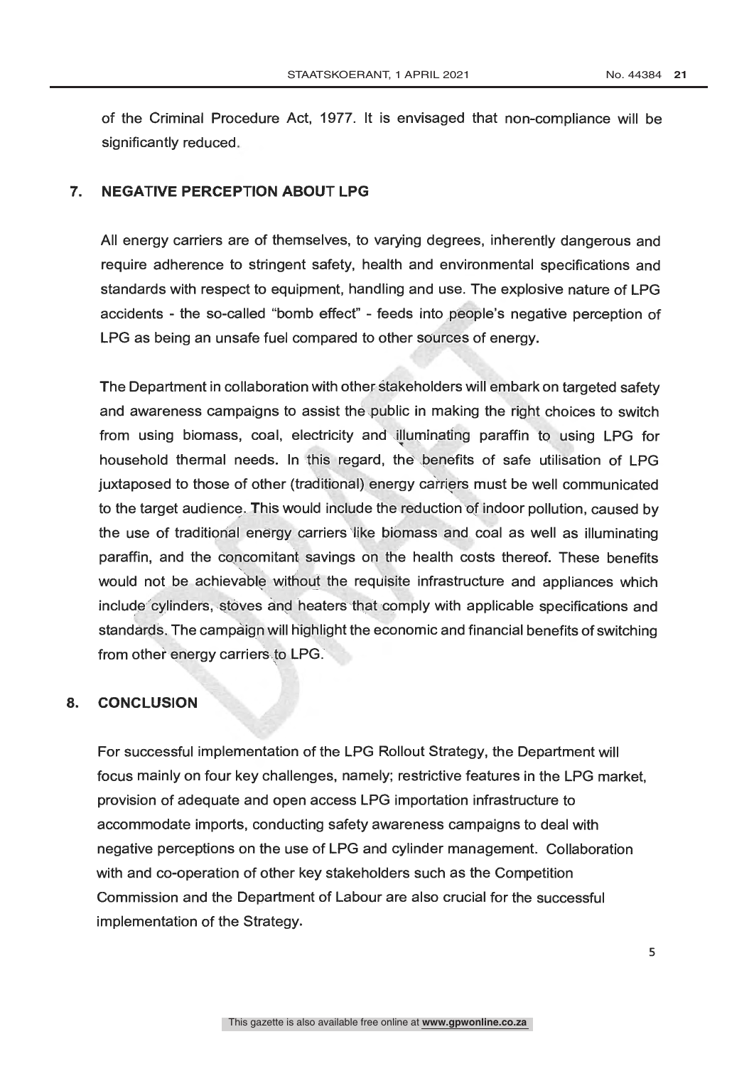of the Criminal Procedure Act, 1977. It is envisaged that non-compliance will be significantly reduced.

## 7. NEGATIVE PERCEPTION ABOUT LPG

All energy carriers are of themselves, to varying degrees, inherently dangerous and require adherence to stringent safety, health and environmental specifications and standards with respect to equipment, handling and use. The explosive nature of LPG accidents - the so-called "bomb effect" - feeds into people's negative perception of LPG as being an unsafe fuel compared to other sources of energy.

The Department in collaboration with other stakeholders will embark on targeted safety and awareness campaigns to assist the public in making the right choices to switch from using biomass, coal, electricity and illuminating paraffin to using LPG for household thermal needs. In this regard, the benefits of safe utilisation of LPG juxtaposed to those of other (traditional) energy carriers must be well communicated to the target audience. This would include the reduction of indoor pollution, caused by the use of traditional energy carriers like biomass and coal as well as illuminating paraffin, and the concomitant savings on the health costs thereof. These benefits would not be achievable without the requisite infrastructure and appliances which include cylinders, stoves and heaters that comply with applicable specifications and standards. The campaign will highlight the economic and financial benefits of switching from other energy carriers to LPG.

## 8. CONCLUSION

For successful implementation of the LPG Rollout Strategy, the Department will focus mainly on four key challenges, namely; restrictive features in the LPG market, provision of adequate and open access LPG importation infrastructure to accommodate imports, conducting safety awareness campaigns to deal with negative perceptions on the use of LPG and cylinder management. Collaboration with and co-operation of other key stakeholders such as the Competition Commission and the Department of Labour are also crucial for the successful implementation of the Strategy.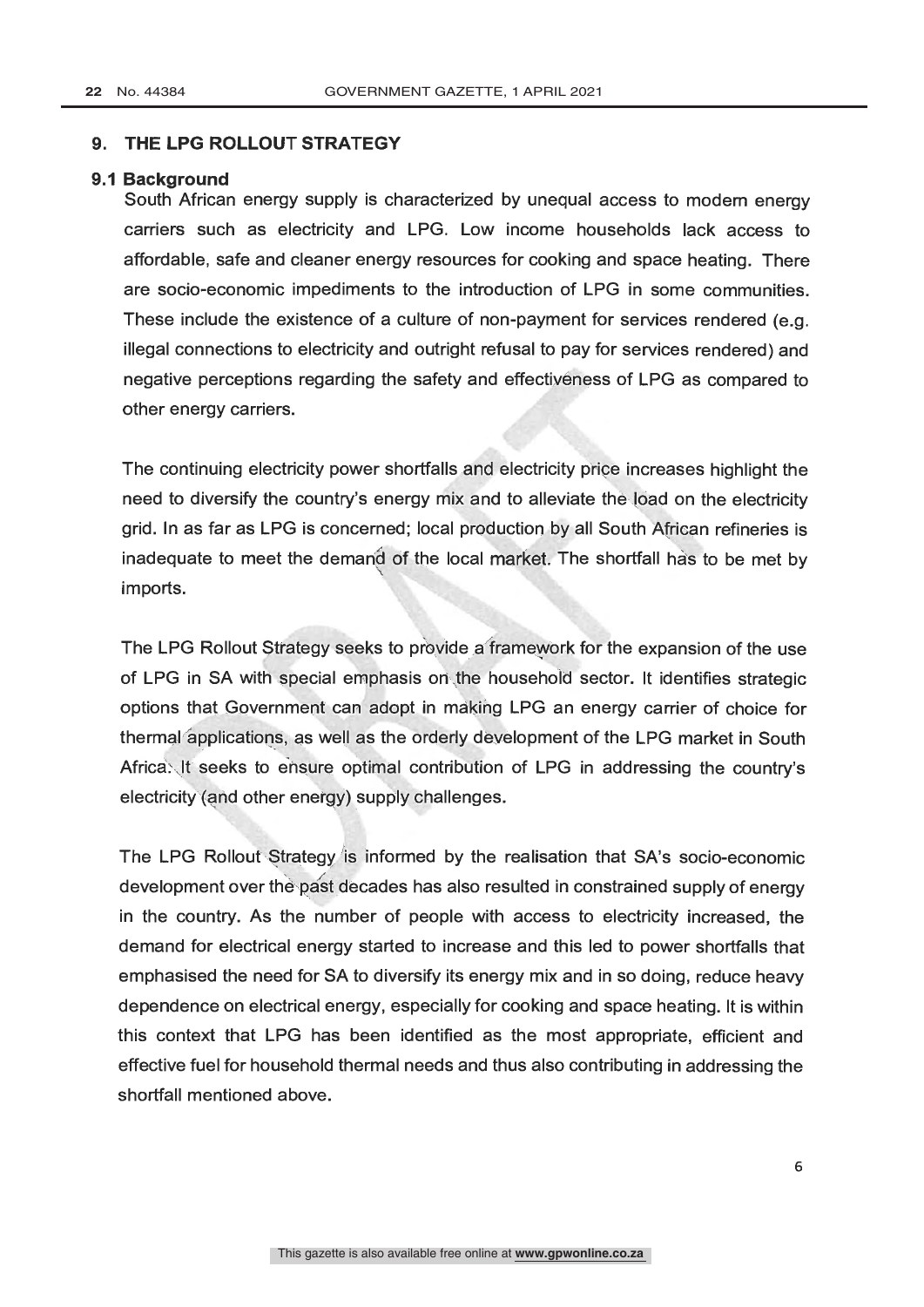## 9. THE LPG ROLLOUT STRATEGY

### 9.1 Background

South African energy supply is characterized by unequal access to modern energy carriers such as electricity and LPG. Low income households lack access to affordable, safe and cleaner energy resources for cooking and space heating. There are socio-economic impediments to the introduction of LPG in some communities. These include the existence of a culture of non-payment for services rendered (e.g. illegal connections to electricity and outright refusal to pay for services rendered) and negative perceptions regarding the safety and effectiveness of LPG as compared to other energy carriers.

The continuing electricity power shortfalls and electricity price increases highlight the need to diversify the country's energy mix and to alleviate the load on the electricity grid. In as far as LPG is concerned; local production by all South African refineries is inadequate to meet the demand of the local market. The shortfall has to be met by imports.

The LPG Rollout Strategy seeks to provide a framework for the expansion of the use of LPG in SA with special emphasis on the household sector. It identifies strategic options that Government can adopt in making LPG an energy carrier of choice for thermal applications, as well as the orderly development of the LPG market in South Africa. It seeks to ensure optimal contribution of LPG in addressing the country's electricity (and other energy) supply challenges.

The LPG Rollout Strategy is informed by the realisation that SA's socio-economic development over the past decades has also resulted in constrained supply of energy in the country. As the number of people with access to electricity increased, the demand for electrical energy started to increase and this led to power shortfalls that emphasised the need for SA to diversify its energy mix and in so doing, reduce heavy dependence on electrical energy, especially for cooking and space heating. It is within this context that LPG has been identified as the most appropriate, efficient and effective fuel for household thermal needs and thus also contributing in addressing the shortfall mentioned above.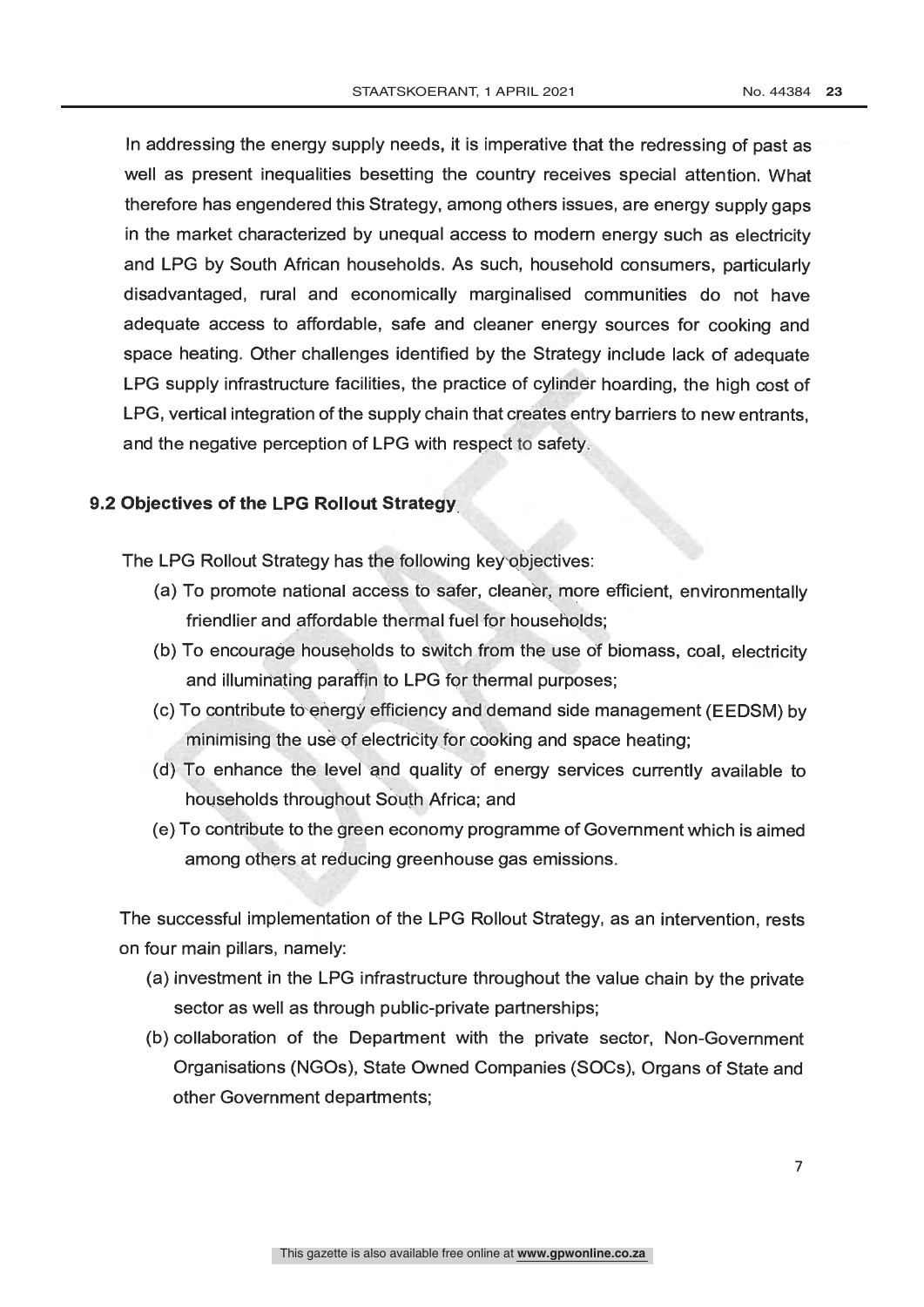In addressing the energy supply needs, it is imperative that the redressing of past as well as present inequalities besetting the country receives special attention. What therefore has engendered this Strategy, among others issues, are energy supply gaps in the market characterized by unequal access to modern energy such as electricity and LPG by South African households. As such, household consumers, particularly disadvantaged, rural and economically marginalised communities do not have adequate access to affordable, safe and cleaner energy sources for cooking and space heating. Other challenges identified by the Strategy include lack of adequate LPG supply infrastructure facilities, the practice of cylinder hoarding, the high cost of LPG, vertical integration of the supply chain that creates entry barriers to new entrants, and the negative perception of LPG with respect to safety.

### 9.2 Objectives of the LPG Rollout Strategy

The LPG Rollout Strategy has the following key objectives:

(a) To promote national access to safer, cleaner, more efficient, environmentally friendlier and affordable thermal fuel for households;

(b) To encourage households to switch from the use of biomass, coal, electricity and illuminating paraffin to LPG for thermal purposes;

(c) To contribute to energy efficiency and demand side management (EEDSM) by minimising the use of electricity for cooking and space heating;

(d) To enhance the level and quality of energy services currently available to households throughout South Africa; and

(e) To contribute to the green economy programme of Government which is aimed among others at reducing greenhouse gas emissions.

The successful implementation of the LPG Rollout Strategy, as an intervention, rests on four main pillars, namely:

(a) investment in the LPG infrastructure throughout the value chain by the private sector as well as through public-private partnerships;

(b) collaboration of the Department with the private sector, Non-Government Organisations (NGOs), State Owned Companies (SOCs), Organs of State and other Government departments;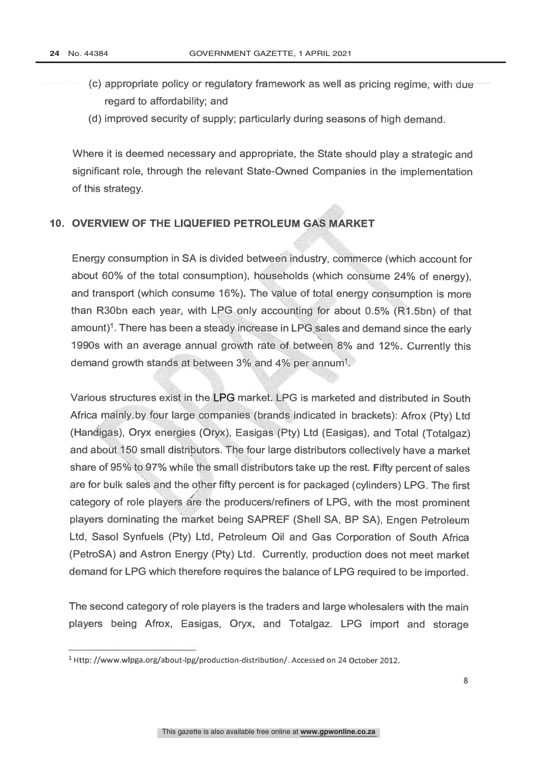(c) appropriate policy or regulatory framework as well as pricing regime, with due regard to affordability; and

(d) improved security of supply; particularly during seasons of high demand.

Where it is deemed necessary and appropriate, the State should play a strategic and significant role, through the relevant State-Owned Companies in the implementation of this strategy.

## 10. OVERVIEW OF THE LIQUEFIED PETROLEUM GAS MARKET

Energy consumption in SA is divided between industry, commerce (which account for about 60% of the total consumption), households (which consume 24% of energy), and transport (which consume 16%). The value of total energy consumption is more than R30bn each year, with LPG only accounting for about 0.5% (R1.5bn) of that amount)[1]. There has been a steady increase in LPG sales and demand since the early 1990s with an average annual growth rate of between 8% and 12%. Currently this demand growth stands at between 3% and 4% per annum[1].

Various structures exist in the LPG market. LPG is marketed and distributed in South Africa mainly by four large companies (brands indicated in brackets): Afrox (Pty) Ltd (Handigas), Oryx energies (Oryx), Easigas (Pty) Ltd (Easigas), and Total (Totalgaz) and about 150 small distributors. The four large distributors collectively have a market share of 95% to 97% while the small distributors take up the rest. Fifty percent of sales are for bulk sales and the other fifty percent is for packaged (cylinders) LPG. The first category of role players are the producers/refiners of LPG, with the most prominent players dominating the market being SAPREF (Shell SA, BP SA), Engen Petroleum Ltd, Sasol Synfuels (Pty) Ltd, Petroleum Oil and Gas Corporation of South Africa (PetroSA) and Astron Energy (Pty) Ltd. Currently, production does not meet market demand for LPG which therefore requires the balance of LPG required to be imported.

The second category of role players is the traders and large wholesalers with the main players being Afrox, Easigas, Oryx, and Totalgaz. LPG import and storage

---

[1] Http: //www.wlpga.org/about-lpg/production-distribution/. Accessed on 24 October 2012.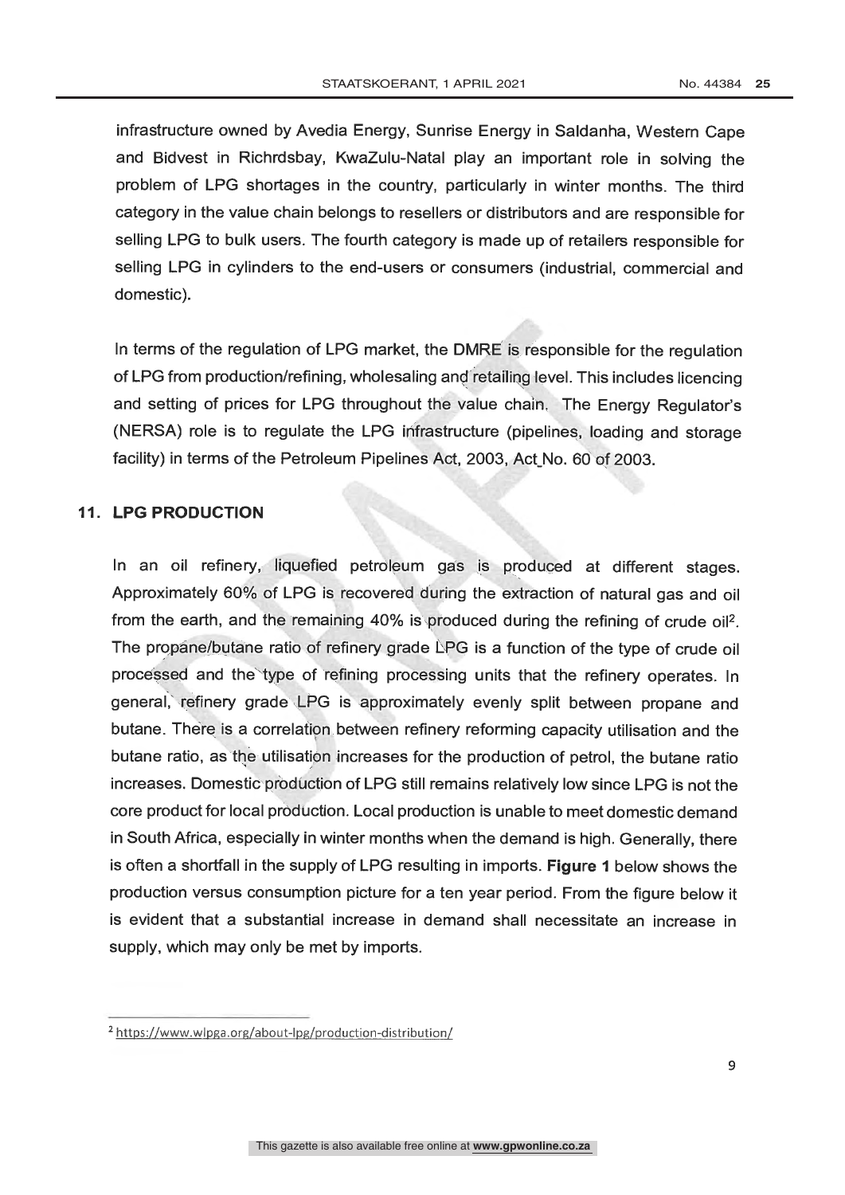infrastructure owned by Avedia Energy, Sunrise Energy in Saldanha, Western Cape and Bidvest in Richrdsbay, KwaZulu-Natal play an important role in solving the problem of LPG shortages in the country, particularly in winter months. The third category in the value chain belongs to resellers or distributors and are responsible for selling LPG to bulk users. The fourth category is made up of retailers responsible for selling LPG in cylinders to the end-users or consumers (industrial, commercial and domestic).

In terms of the regulation of LPG market, the DMRE is responsible for the regulation of LPG from production/refining, wholesaling and retailing level. This includes licencing and setting of prices for LPG throughout the value chain. The Energy Regulator's (NERSA) role is to regulate the LPG infrastructure (pipelines, loading and storage facility) in terms of the Petroleum Pipelines Act, 2003, Act No. 60 of 2003.

## 11. LPG PRODUCTION

In an oil refinery, liquefied petroleum gas is produced at different stages. Approximately 60% of LPG is recovered during the extraction of natural gas and oil from the earth, and the remaining 40% is produced during the refining of crude oil[2]. The propane/butane ratio of refinery grade LPG is a function of the type of crude oil processed and the type of refining processing units that the refinery operates. In general, refinery grade LPG is approximately evenly split between propane and butane. There is a correlation between refinery reforming capacity utilisation and the butane ratio, as the utilisation increases for the production of petrol, the butane ratio increases. Domestic production of LPG still remains relatively low since LPG is not the core product for local production. Local production is unable to meet domestic demand in South Africa, especially in winter months when the demand is high. Generally, there is often a shortfall in the supply of LPG resulting in imports. **Figure 1** below shows the production versus consumption picture for a ten year period. From the figure below it is evident that a substantial increase in demand shall necessitate an increase in supply, which may only be met by imports.

---

[2] https://www.wlpga.org/about-lpg/production-distribution/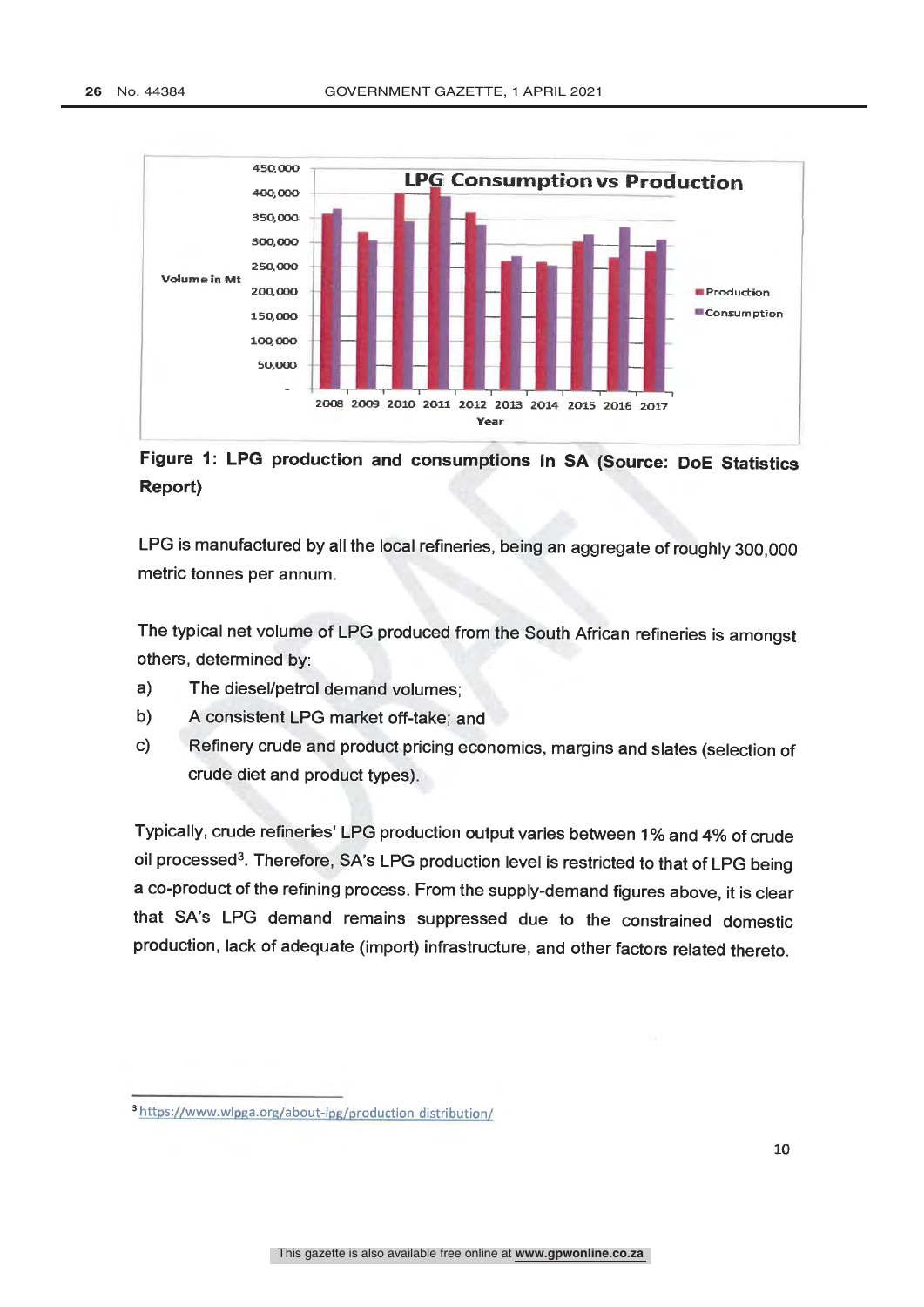**Figure 1: LPG production and consumptions in SA (Source: DoE Statistics Report)**

LPG is manufactured by all the local refineries, being an aggregate of roughly 300,000 metric tonnes per annum.

The typical net volume of LPG produced from the South African refineries is amongst others, determined by:

a) The diesel/petrol demand volumes;
b) A consistent LPG market off-take; and
c) Refinery crude and product pricing economics, margins and slates (selection of crude diet and product types).

Typically, crude refineries' LPG production output varies between 1% and 4% of crude oil processed[3]. Therefore, SA's LPG production level is restricted to that of LPG being a co-product of the refining process. From the supply-demand figures above, it is clear that SA's LPG demand remains suppressed due to the constrained domestic production, lack of adequate (import) infrastructure, and other factors related thereto.

[3] https://www.wlpga.org/about-lpg/production-distribution/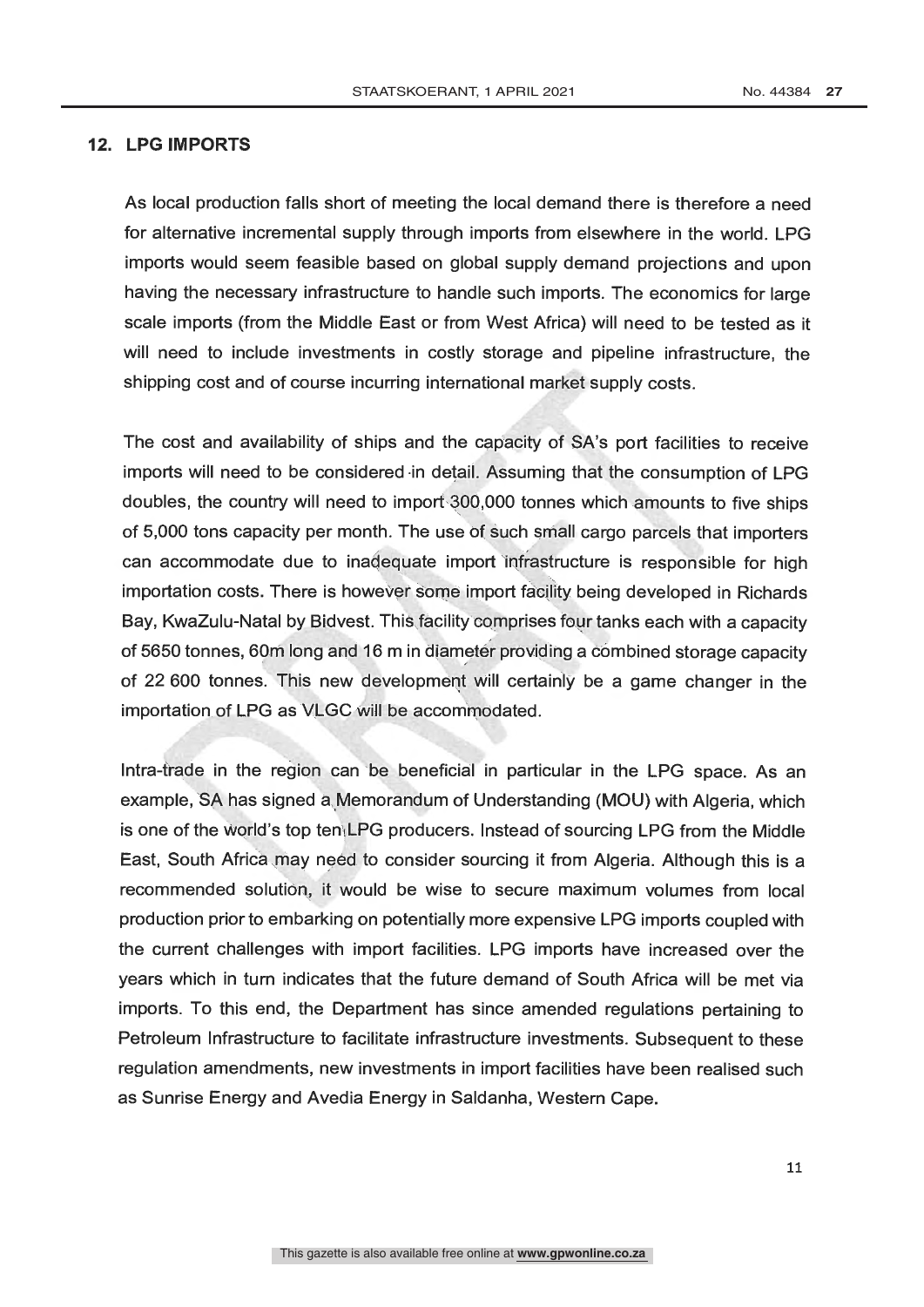## 12. LPG IMPORTS

As local production falls short of meeting the local demand there is therefore a need for alternative incremental supply through imports from elsewhere in the world. LPG imports would seem feasible based on global supply demand projections and upon having the necessary infrastructure to handle such imports. The economics for large scale imports (from the Middle East or from West Africa) will need to be tested as it will need to include investments in costly storage and pipeline infrastructure, the shipping cost and of course incurring international market supply costs.

The cost and availability of ships and the capacity of SA's port facilities to receive imports will need to be considered in detail. Assuming that the consumption of LPG doubles, the country will need to import 300,000 tonnes which amounts to five ships of 5,000 tons capacity per month. The use of such small cargo parcels that importers can accommodate due to inadequate import infrastructure is responsible for high importation costs. There is however some import facility being developed in Richards Bay, KwaZulu-Natal by Bidvest. This facility comprises four tanks each with a capacity of 5650 tonnes, 60m long and 16 m in diameter providing a combined storage capacity of 22 600 tonnes. This new development will certainly be a game changer in the importation of LPG as VLGC will be accommodated.

Intra-trade in the region can be beneficial in particular in the LPG space. As an example, SA has signed a Memorandum of Understanding (MOU) with Algeria, which is one of the world's top ten LPG producers. Instead of sourcing LPG from the Middle East, South Africa may need to consider sourcing it from Algeria. Although this is a recommended solution, it would be wise to secure maximum volumes from local production prior to embarking on potentially more expensive LPG imports coupled with the current challenges with import facilities. LPG imports have increased over the years which in turn indicates that the future demand of South Africa will be met via imports. To this end, the Department has since amended regulations pertaining to Petroleum Infrastructure to facilitate infrastructure investments. Subsequent to these regulation amendments, new investments in import facilities have been realised such as Sunrise Energy and Avedia Energy in Saldanha, Western Cape.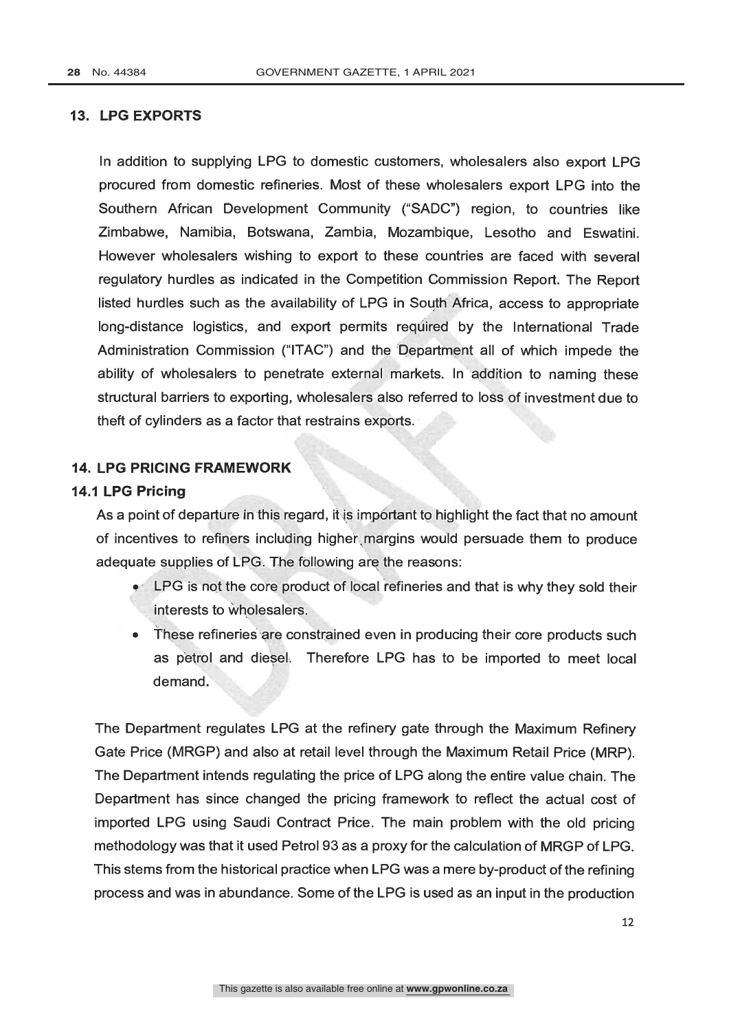## 13. LPG EXPORTS

In addition to supplying LPG to domestic customers, wholesalers also export LPG procured from domestic refineries. Most of these wholesalers export LPG into the Southern African Development Community ("SADC") region, to countries like Zimbabwe, Namibia, Botswana, Zambia, Mozambique, Lesotho and Eswatini. However wholesalers wishing to export to these countries are faced with several regulatory hurdles as indicated in the Competition Commission Report. The Report listed hurdles such as the availability of LPG in South Africa, access to appropriate long-distance logistics, and export permits required by the International Trade Administration Commission ("ITAC") and the Department all of which impede the ability of wholesalers to penetrate external markets. In addition to naming these structural barriers to exporting, wholesalers also referred to loss of investment due to theft of cylinders as a factor that restrains exports.

## 14. LPG PRICING FRAMEWORK

### 14.1 LPG Pricing

As a point of departure in this regard, it is important to highlight the fact that no amount of incentives to refiners including higher margins would persuade them to produce adequate supplies of LPG. The following are the reasons:

- LPG is not the core product of local refineries and that is why they sold their interests to wholesalers.
- These refineries are constrained even in producing their core products such as petrol and diesel. Therefore LPG has to be imported to meet local demand.

The Department regulates LPG at the refinery gate through the Maximum Refinery Gate Price (MRGP) and also at retail level through the Maximum Retail Price (MRP). The Department intends regulating the price of LPG along the entire value chain. The Department has since changed the pricing framework to reflect the actual cost of imported LPG using Saudi Contract Price. The main problem with the old pricing methodology was that it used Petrol 93 as a proxy for the calculation of MRGP of LPG. This stems from the historical practice when LPG was a mere by-product of the refining process and was in abundance. Some of the LPG is used as an input in the production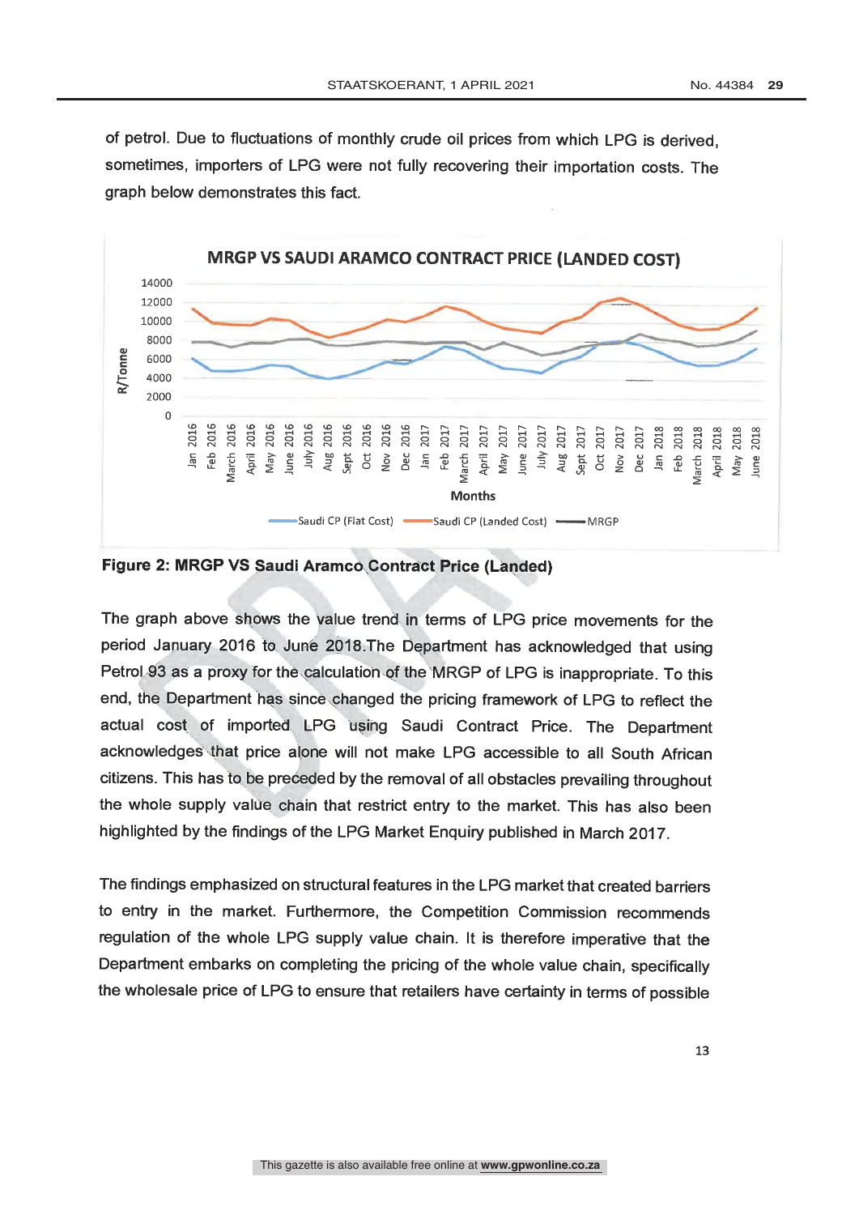of petrol. Due to fluctuations of monthly crude oil prices from which LPG is derived, sometimes, importers of LPG were not fully recovering their importation costs. The graph below demonstrates this fact.

**Figure 2: MRGP VS Saudi Aramco Contract Price (Landed)**

The graph above shows the value trend in terms of LPG price movements for the period January 2016 to June 2018.The Department has acknowledged that using Petrol 93 as a proxy for the calculation of the MRGP of LPG is inappropriate. To this end, the Department has since changed the pricing framework of LPG to reflect the actual cost of imported LPG using Saudi Contract Price. The Department acknowledges that price alone will not make LPG accessible to all South African citizens. This has to be preceded by the removal of all obstacles prevailing throughout the whole supply value chain that restrict entry to the market. This has also been highlighted by the findings of the LPG Market Enquiry published in March 2017.

The findings emphasized on structural features in the LPG market that created barriers to entry in the market. Furthermore, the Competition Commission recommends regulation of the whole LPG supply value chain. It is therefore imperative that the Department embarks on completing the pricing of the whole value chain, specifically the wholesale price of LPG to ensure that retailers have certainty in terms of possible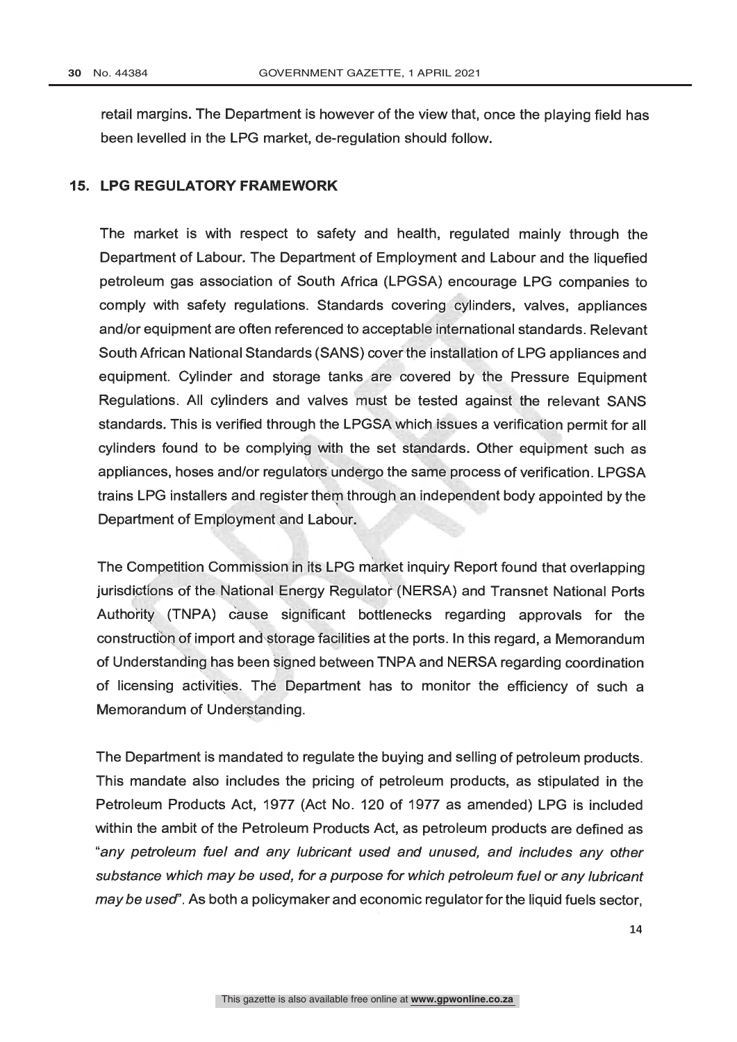retail margins. The Department is however of the view that, once the playing field has been levelled in the LPG market, de-regulation should follow.

## 15. LPG REGULATORY FRAMEWORK

The market is with respect to safety and health, regulated mainly through the Department of Labour. The Department of Employment and Labour and the liquefied petroleum gas association of South Africa (LPGSA) encourage LPG companies to comply with safety regulations. Standards covering cylinders, valves, appliances and/or equipment are often referenced to acceptable international standards. Relevant South African National Standards (SANS) cover the installation of LPG appliances and equipment. Cylinder and storage tanks are covered by the Pressure Equipment Regulations. All cylinders and valves must be tested against the relevant SANS standards. This is verified through the LPGSA which issues a verification permit for all cylinders found to be complying with the set standards. Other equipment such as appliances, hoses and/or regulators undergo the same process of verification. LPGSA trains LPG installers and register them through an independent body appointed by the Department of Employment and Labour.

The Competition Commission in its LPG market inquiry Report found that overlapping jurisdictions of the National Energy Regulator (NERSA) and Transnet National Ports Authority (TNPA) cause significant bottlenecks regarding approvals for the construction of import and storage facilities at the ports. In this regard, a Memorandum of Understanding has been signed between TNPA and NERSA regarding coordination of licensing activities. The Department has to monitor the efficiency of such a Memorandum of Understanding.

The Department is mandated to regulate the buying and selling of petroleum products. This mandate also includes the pricing of petroleum products, as stipulated in the Petroleum Products Act, 1977 (Act No. 120 of 1977 as amended) LPG is included within the ambit of the Petroleum Products Act, as petroleum products are defined as "*any petroleum fuel and any lubricant used and unused, and includes any other substance which may be used, for a purpose for which petroleum fuel or any lubricant may be used*". As both a policymaker and economic regulator for the liquid fuels sector,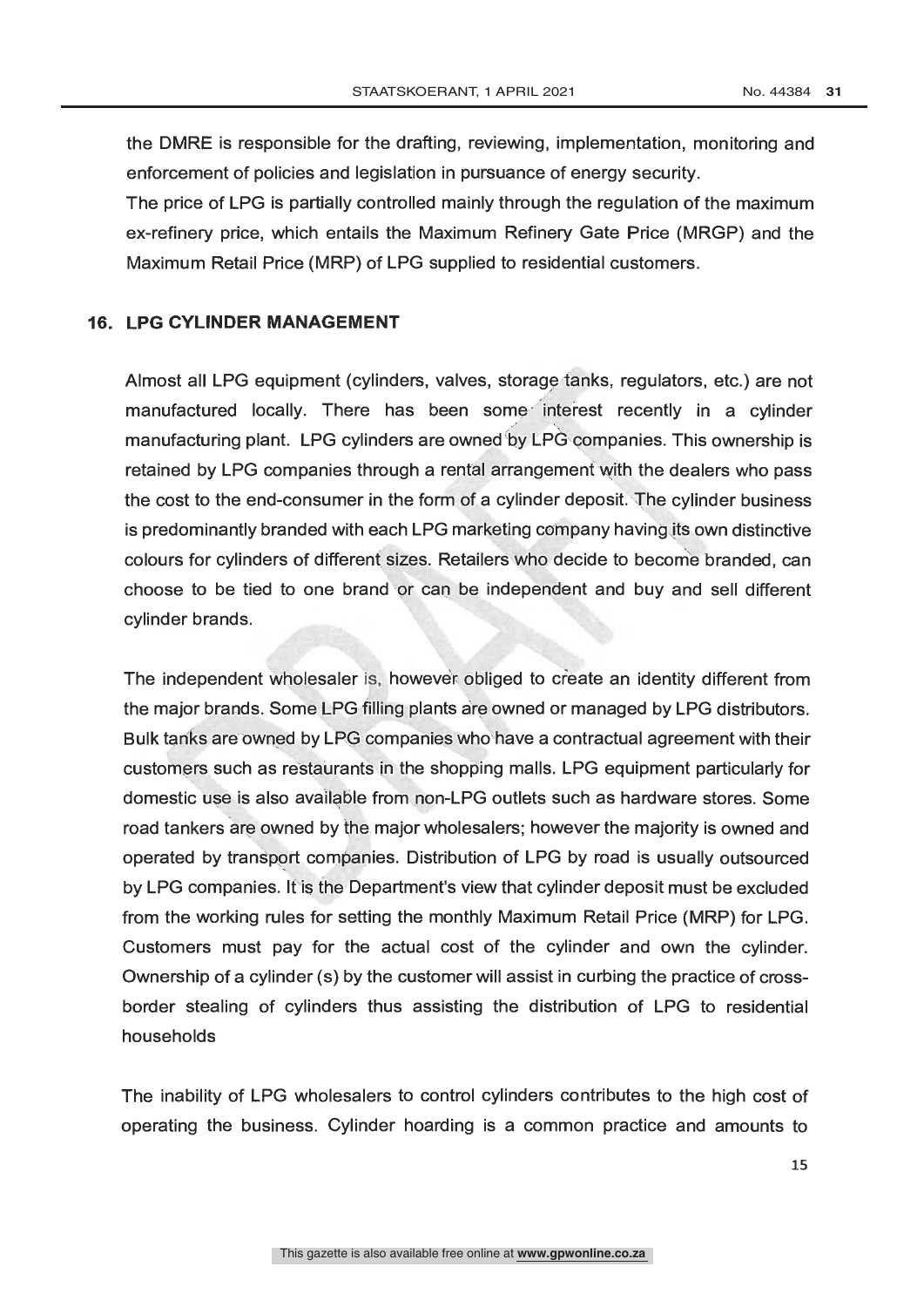the DMRE is responsible for the drafting, reviewing, implementation, monitoring and enforcement of policies and legislation in pursuance of energy security.

The price of LPG is partially controlled mainly through the regulation of the maximum ex-refinery price, which entails the Maximum Refinery Gate Price (MRGP) and the Maximum Retail Price (MRP) of LPG supplied to residential customers.

## 16. LPG CYLINDER MANAGEMENT

Almost all LPG equipment (cylinders, valves, storage tanks, regulators, etc.) are not manufactured locally. There has been some interest recently in a cylinder manufacturing plant. LPG cylinders are owned by LPG companies. This ownership is retained by LPG companies through a rental arrangement with the dealers who pass the cost to the end-consumer in the form of a cylinder deposit. The cylinder business is predominantly branded with each LPG marketing company having its own distinctive colours for cylinders of different sizes. Retailers who decide to become branded, can choose to be tied to one brand or can be independent and buy and sell different cylinder brands.

The independent wholesaler is, however obliged to create an identity different from the major brands. Some LPG filling plants are owned or managed by LPG distributors. Bulk tanks are owned by LPG companies who have a contractual agreement with their customers such as restaurants in the shopping malls. LPG equipment particularly for domestic use is also available from non-LPG outlets such as hardware stores. Some road tankers are owned by the major wholesalers; however the majority is owned and operated by transport companies. Distribution of LPG by road is usually outsourced by LPG companies. It is the Department's view that cylinder deposit must be excluded from the working rules for setting the monthly Maximum Retail Price (MRP) for LPG. Customers must pay for the actual cost of the cylinder and own the cylinder. Ownership of a cylinder (s) by the customer will assist in curbing the practice of cross-border stealing of cylinders thus assisting the distribution of LPG to residential households

The inability of LPG wholesalers to control cylinders contributes to the high cost of operating the business. Cylinder hoarding is a common practice and amounts to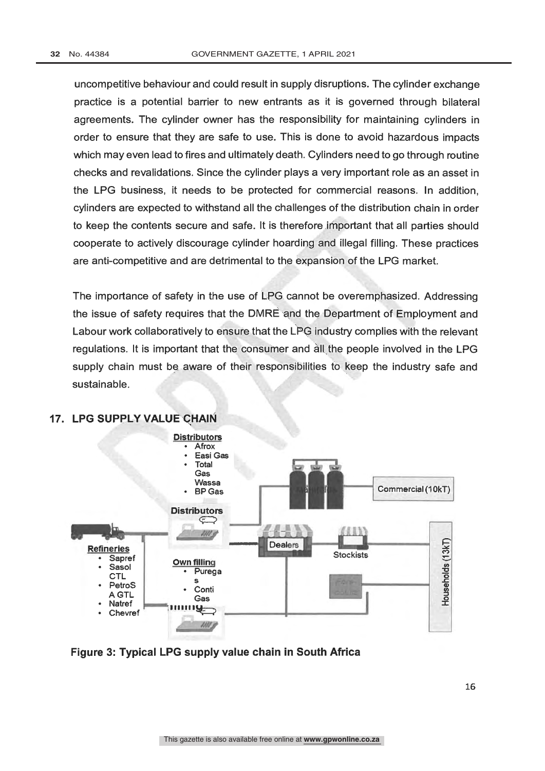uncompetitive behaviour and could result in supply disruptions. The cylinder exchange practice is a potential barrier to new entrants as it is governed through bilateral agreements. The cylinder owner has the responsibility for maintaining cylinders in order to ensure that they are safe to use. This is done to avoid hazardous impacts which may even lead to fires and ultimately death. Cylinders need to go through routine checks and revalidations. Since the cylinder plays a very important role as an asset in the LPG business, it needs to be protected for commercial reasons. In addition, cylinders are expected to withstand all the challenges of the distribution chain in order to keep the contents secure and safe. It is therefore important that all parties should cooperate to actively discourage cylinder hoarding and illegal filling. These practices are anti-competitive and are detrimental to the expansion of the LPG market.

The importance of safety in the use of LPG cannot be overemphasized. Addressing the issue of safety requires that the DMRE and the Department of Employment and Labour work collaboratively to ensure that the LPG industry complies with the relevant regulations. It is important that the consumer and all the people involved in the LPG supply chain must be aware of their responsibilities to keep the industry safe and sustainable.

## 17. LPG SUPPLY VALUE CHAIN

**Distributors**
- Afrox
- Easi Gas
- Total Gas Wassa
- BP Gas

**Distributors**

**Refineries**
- Sapref
- Sasol CTL
- PetroSA GTL
- Natref
- Chevref

**Own filling**
- Puregas
- Conti Gas

Manifolds — Commercial (10kT)

Dealers — Stockists — Households (13kT)

**Figure 3: Typical LPG supply value chain in South Africa**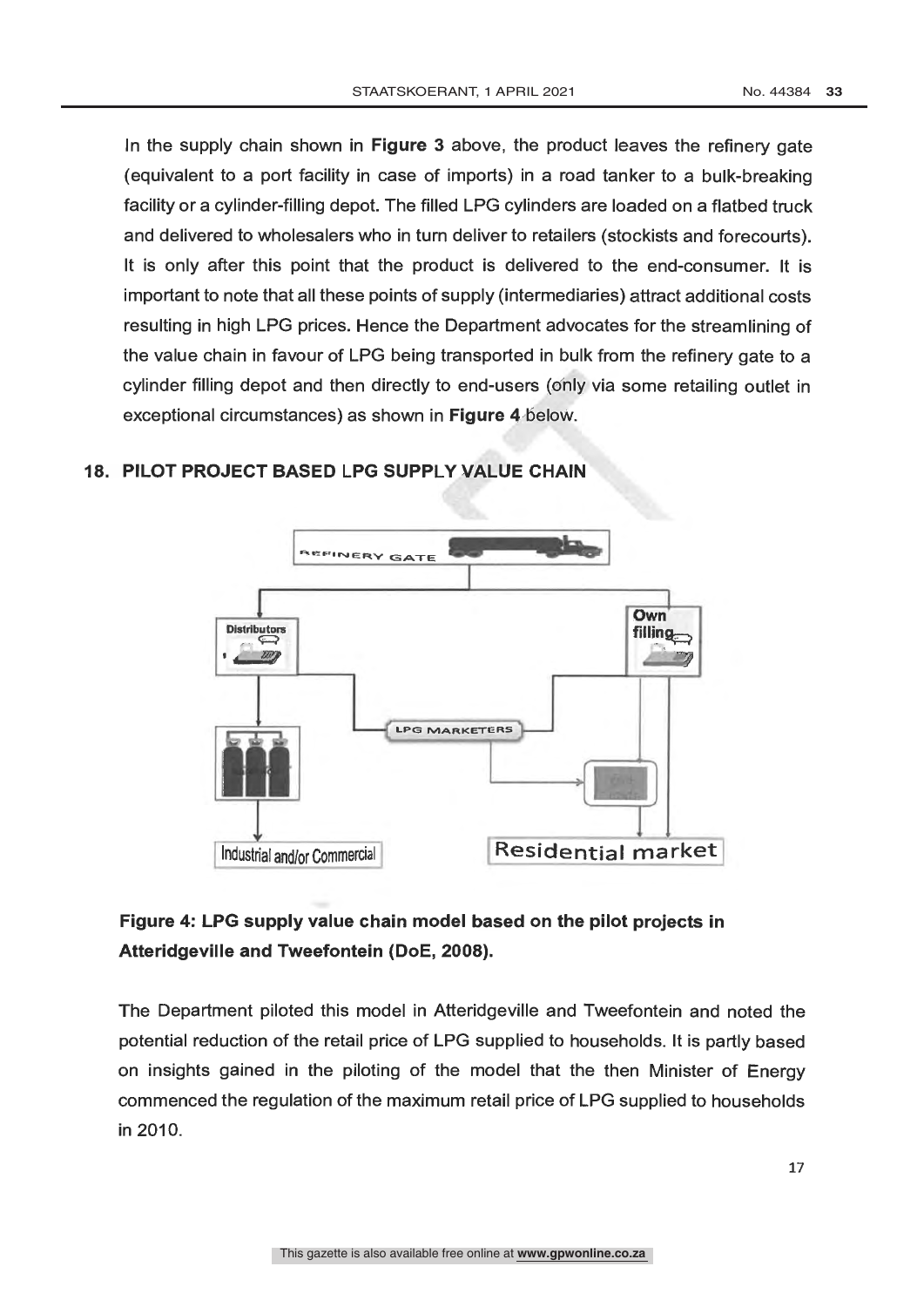In the supply chain shown in **Figure 3** above, the product leaves the refinery gate (equivalent to a port facility in case of imports) in a road tanker to a bulk-breaking facility or a cylinder-filling depot. The filled LPG cylinders are loaded on a flatbed truck and delivered to wholesalers who in turn deliver to retailers (stockists and forecourts). It is only after this point that the product is delivered to the end-consumer. It is important to note that all these points of supply (intermediaries) attract additional costs resulting in high LPG prices. Hence the Department advocates for the streamlining of the value chain in favour of LPG being transported in bulk from the refinery gate to a cylinder filling depot and then directly to end-users (only via some retailing outlet in exceptional circumstances) as shown in **Figure 4** below.

## 18. PILOT PROJECT BASED LPG SUPPLY VALUE CHAIN

REFINERY GATE

Distributors

Own filling

LPG MARKETERS

Industrial and/or Commercial

Residential market

**Figure 4: LPG supply value chain model based on the pilot projects in Atteridgeville and Tweefontein (DoE, 2008).**

The Department piloted this model in Atteridgeville and Tweefontein and noted the potential reduction of the retail price of LPG supplied to households. It is partly based on insights gained in the piloting of the model that the then Minister of Energy commenced the regulation of the maximum retail price of LPG supplied to households in 2010.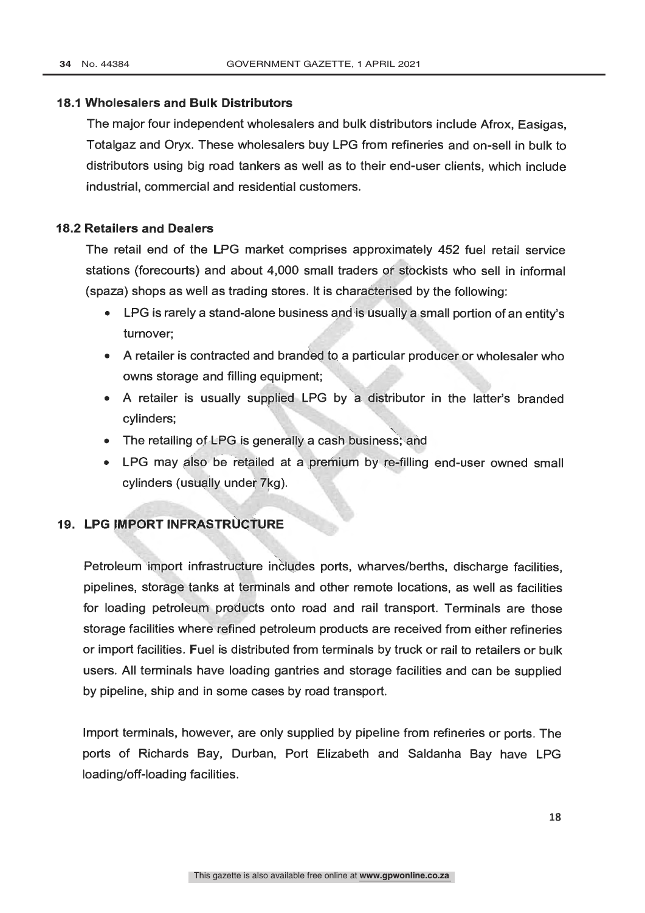### 18.1 Wholesalers and Bulk Distributors

The major four independent wholesalers and bulk distributors include Afrox, Easigas, Totalgaz and Oryx. These wholesalers buy LPG from refineries and on-sell in bulk to distributors using big road tankers as well as to their end-user clients, which include industrial, commercial and residential customers.

### 18.2 Retailers and Dealers

The retail end of the LPG market comprises approximately 452 fuel retail service stations (forecourts) and about 4,000 small traders or stockists who sell in informal (spaza) shops as well as trading stores. It is characterised by the following:

- LPG is rarely a stand-alone business and is usually a small portion of an entity's turnover;
- A retailer is contracted and branded to a particular producer or wholesaler who owns storage and filling equipment;
- A retailer is usually supplied LPG by a distributor in the latter's branded cylinders;
- The retailing of LPG is generally a cash business; and
- LPG may also be retailed at a premium by re-filling end-user owned small cylinders (usually under 7kg).

## 19. LPG IMPORT INFRASTRUCTURE

Petroleum import infrastructure includes ports, wharves/berths, discharge facilities, pipelines, storage tanks at terminals and other remote locations, as well as facilities for loading petroleum products onto road and rail transport. Terminals are those storage facilities where refined petroleum products are received from either refineries or import facilities. Fuel is distributed from terminals by truck or rail to retailers or bulk users. All terminals have loading gantries and storage facilities and can be supplied by pipeline, ship and in some cases by road transport.

Import terminals, however, are only supplied by pipeline from refineries or ports. The ports of Richards Bay, Durban, Port Elizabeth and Saldanha Bay have LPG loading/off-loading facilities.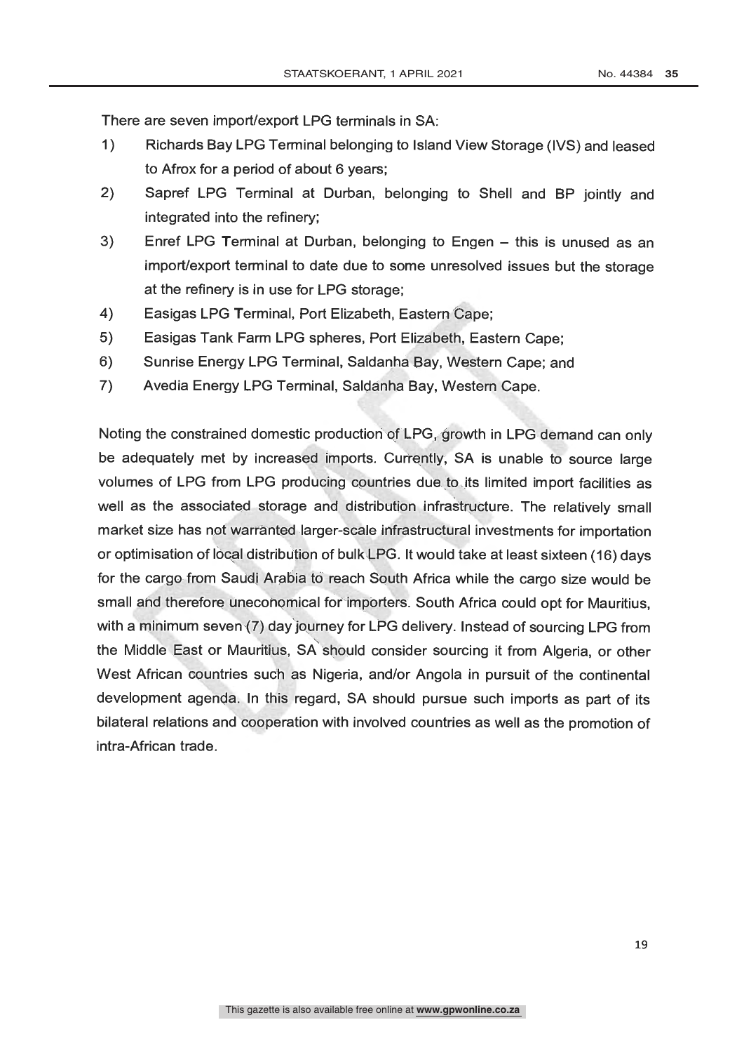There are seven import/export LPG terminals in SA:

1) Richards Bay LPG Terminal belonging to Island View Storage (IVS) and leased to Afrox for a period of about 6 years;
2) Sapref LPG Terminal at Durban, belonging to Shell and BP jointly and integrated into the refinery;
3) Enref LPG Terminal at Durban, belonging to Engen – this is unused as an import/export terminal to date due to some unresolved issues but the storage at the refinery is in use for LPG storage;
4) Easigas LPG Terminal, Port Elizabeth, Eastern Cape;
5) Easigas Tank Farm LPG spheres, Port Elizabeth, Eastern Cape;
6) Sunrise Energy LPG Terminal, Saldanha Bay, Western Cape; and
7) Avedia Energy LPG Terminal, Saldanha Bay, Western Cape.

Noting the constrained domestic production of LPG, growth in LPG demand can only be adequately met by increased imports. Currently, SA is unable to source large volumes of LPG from LPG producing countries due to its limited import facilities as well as the associated storage and distribution infrastructure. The relatively small market size has not warranted larger-scale infrastructural investments for importation or optimisation of local distribution of bulk LPG. It would take at least sixteen (16) days for the cargo from Saudi Arabia to reach South Africa while the cargo size would be small and therefore uneconomical for importers. South Africa could opt for Mauritius, with a minimum seven (7) day journey for LPG delivery. Instead of sourcing LPG from the Middle East or Mauritius, SA should consider sourcing it from Algeria, or other West African countries such as Nigeria, and/or Angola in pursuit of the continental development agenda. In this regard, SA should pursue such imports as part of its bilateral relations and cooperation with involved countries as well as the promotion of intra-African trade.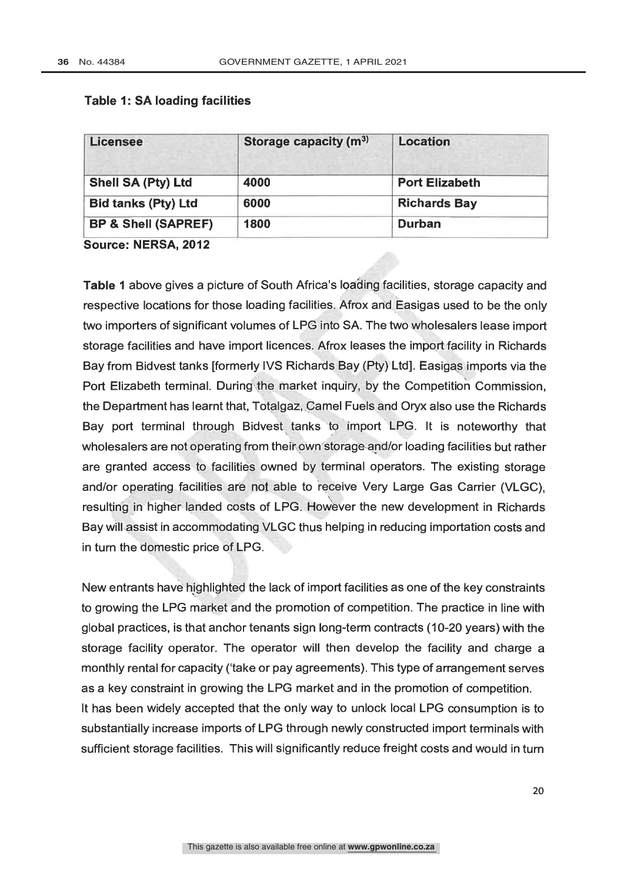**Table 1: SA loading facilities**

| Licensee | Storage capacity ($m^3$) | Location |
|---|---|---|
| **Shell SA (Pty) Ltd** | **4000** | **Port Elizabeth** |
| **Bid tanks (Pty) Ltd** | **6000** | **Richards Bay** |
| **BP & Shell (SAPREF)** | **1800** | **Durban** |

**Source: NERSA, 2012**

**Table 1** above gives a picture of South Africa's loading facilities, storage capacity and respective locations for those loading facilities. Afrox and Easigas used to be the only two importers of significant volumes of LPG into SA. The two wholesalers lease import storage facilities and have import licences. Afrox leases the import facility in Richards Bay from Bidvest tanks [formerly IVS Richards Bay (Pty) Ltd]. Easigas imports via the Port Elizabeth terminal. During the market inquiry, by the Competition Commission, the Department has learnt that, Totalgaz, Camel Fuels and Oryx also use the Richards Bay port terminal through Bidvest tanks to import LPG. It is noteworthy that wholesalers are not operating from their own storage and/or loading facilities but rather are granted access to facilities owned by terminal operators. The existing storage and/or operating facilities are not able to receive Very Large Gas Carrier (VLGC), resulting in higher landed costs of LPG. However the new development in Richards Bay will assist in accommodating VLGC thus helping in reducing importation costs and in turn the domestic price of LPG.

New entrants have highlighted the lack of import facilities as one of the key constraints to growing the LPG market and the promotion of competition. The practice in line with global practices, is that anchor tenants sign long-term contracts (10-20 years) with the storage facility operator. The operator will then develop the facility and charge a monthly rental for capacity ('take or pay agreements). This type of arrangement serves as a key constraint in growing the LPG market and in the promotion of competition.
It has been widely accepted that the only way to unlock local LPG consumption is to substantially increase imports of LPG through newly constructed import terminals with sufficient storage facilities. This will significantly reduce freight costs and would in turn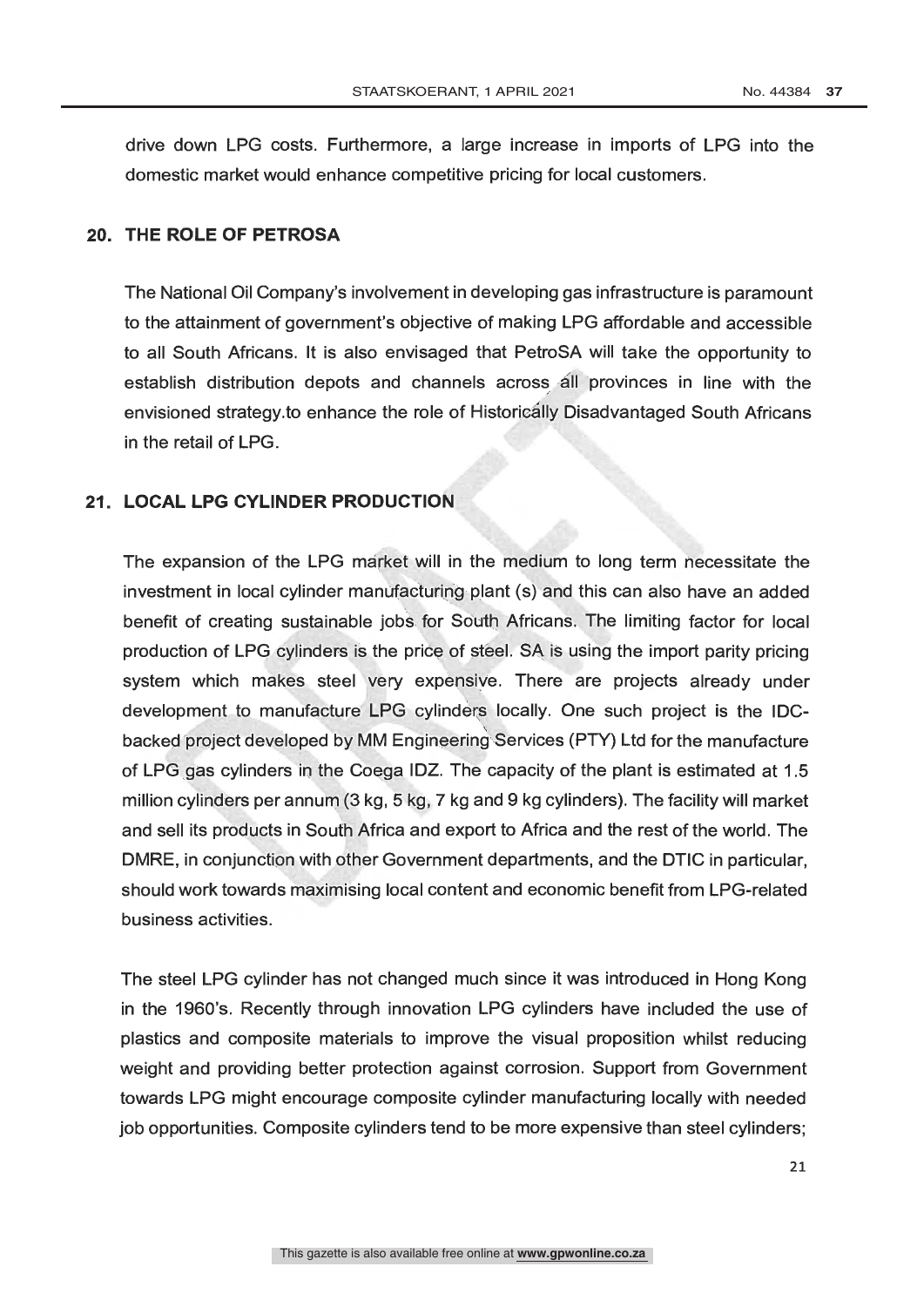drive down LPG costs. Furthermore, a large increase in imports of LPG into the domestic market would enhance competitive pricing for local customers.

## 20. THE ROLE OF PETROSA

The National Oil Company's involvement in developing gas infrastructure is paramount to the attainment of government's objective of making LPG affordable and accessible to all South Africans. It is also envisaged that PetroSA will take the opportunity to establish distribution depots and channels across all provinces in line with the envisioned strategy.to enhance the role of Historically Disadvantaged South Africans in the retail of LPG.

## 21. LOCAL LPG CYLINDER PRODUCTION

The expansion of the LPG market will in the medium to long term necessitate the investment in local cylinder manufacturing plant (s) and this can also have an added benefit of creating sustainable jobs for South Africans. The limiting factor for local production of LPG cylinders is the price of steel. SA is using the import parity pricing system which makes steel very expensive. There are projects already under development to manufacture LPG cylinders locally. One such project is the IDC-backed project developed by MM Engineering Services (PTY) Ltd for the manufacture of LPG gas cylinders in the Coega IDZ. The capacity of the plant is estimated at 1.5 million cylinders per annum (3 kg, 5 kg, 7 kg and 9 kg cylinders). The facility will market and sell its products in South Africa and export to Africa and the rest of the world. The DMRE, in conjunction with other Government departments, and the DTIC in particular, should work towards maximising local content and economic benefit from LPG-related business activities.

The steel LPG cylinder has not changed much since it was introduced in Hong Kong in the 1960's. Recently through innovation LPG cylinders have included the use of plastics and composite materials to improve the visual proposition whilst reducing weight and providing better protection against corrosion. Support from Government towards LPG might encourage composite cylinder manufacturing locally with needed job opportunities. Composite cylinders tend to be more expensive than steel cylinders;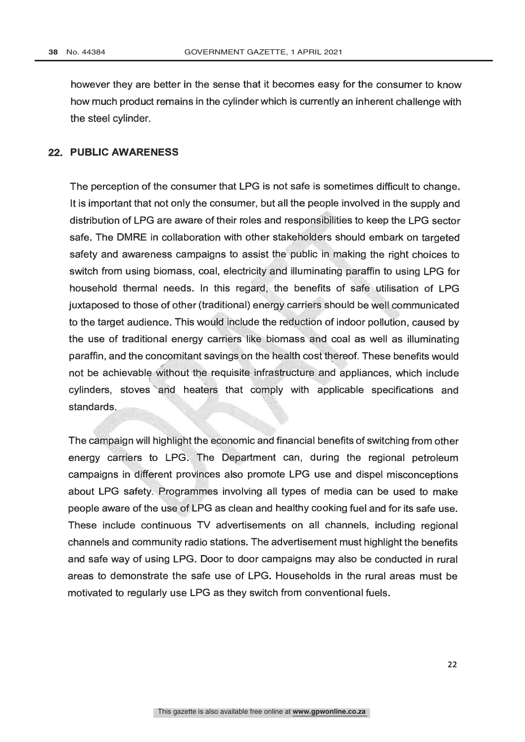however they are better in the sense that it becomes easy for the consumer to know how much product remains in the cylinder which is currently an inherent challenge with the steel cylinder.

## 22. PUBLIC AWARENESS

The perception of the consumer that LPG is not safe is sometimes difficult to change. It is important that not only the consumer, but all the people involved in the supply and distribution of LPG are aware of their roles and responsibilities to keep the LPG sector safe. The DMRE in collaboration with other stakeholders should embark on targeted safety and awareness campaigns to assist the public in making the right choices to switch from using biomass, coal, electricity and illuminating paraffin to using LPG for household thermal needs. In this regard, the benefits of safe utilisation of LPG juxtaposed to those of other (traditional) energy carriers should be well communicated to the target audience. This would include the reduction of indoor pollution, caused by the use of traditional energy carriers like biomass and coal as well as illuminating paraffin, and the concomitant savings on the health cost thereof. These benefits would not be achievable without the requisite infrastructure and appliances, which include cylinders, stoves and heaters that comply with applicable specifications and standards.

The campaign will highlight the economic and financial benefits of switching from other energy carriers to LPG. The Department can, during the regional petroleum campaigns in different provinces also promote LPG use and dispel misconceptions about LPG safety. Programmes involving all types of media can be used to make people aware of the use of LPG as clean and healthy cooking fuel and for its safe use. These include continuous TV advertisements on all channels, including regional channels and community radio stations. The advertisement must highlight the benefits and safe way of using LPG. Door to door campaigns may also be conducted in rural areas to demonstrate the safe use of LPG. Households in the rural areas must be motivated to regularly use LPG as they switch from conventional fuels.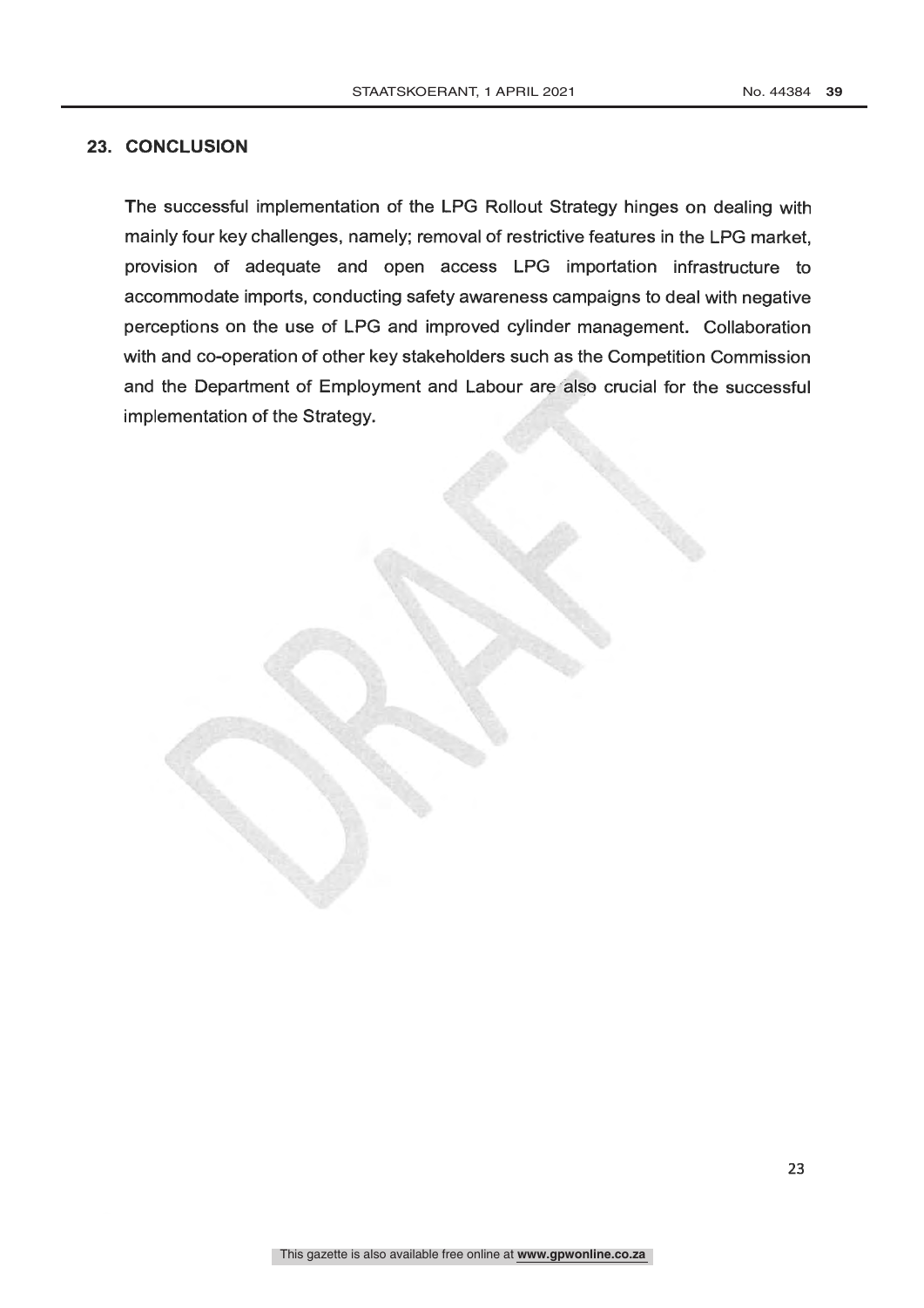## 23. CONCLUSION

The successful implementation of the LPG Rollout Strategy hinges on dealing with mainly four key challenges, namely; removal of restrictive features in the LPG market, provision of adequate and open access LPG importation infrastructure to accommodate imports, conducting safety awareness campaigns to deal with negative perceptions on the use of LPG and improved cylinder management. Collaboration with and co-operation of other key stakeholders such as the Competition Commission and the Department of Employment and Labour are also crucial for the successful implementation of the Strategy.